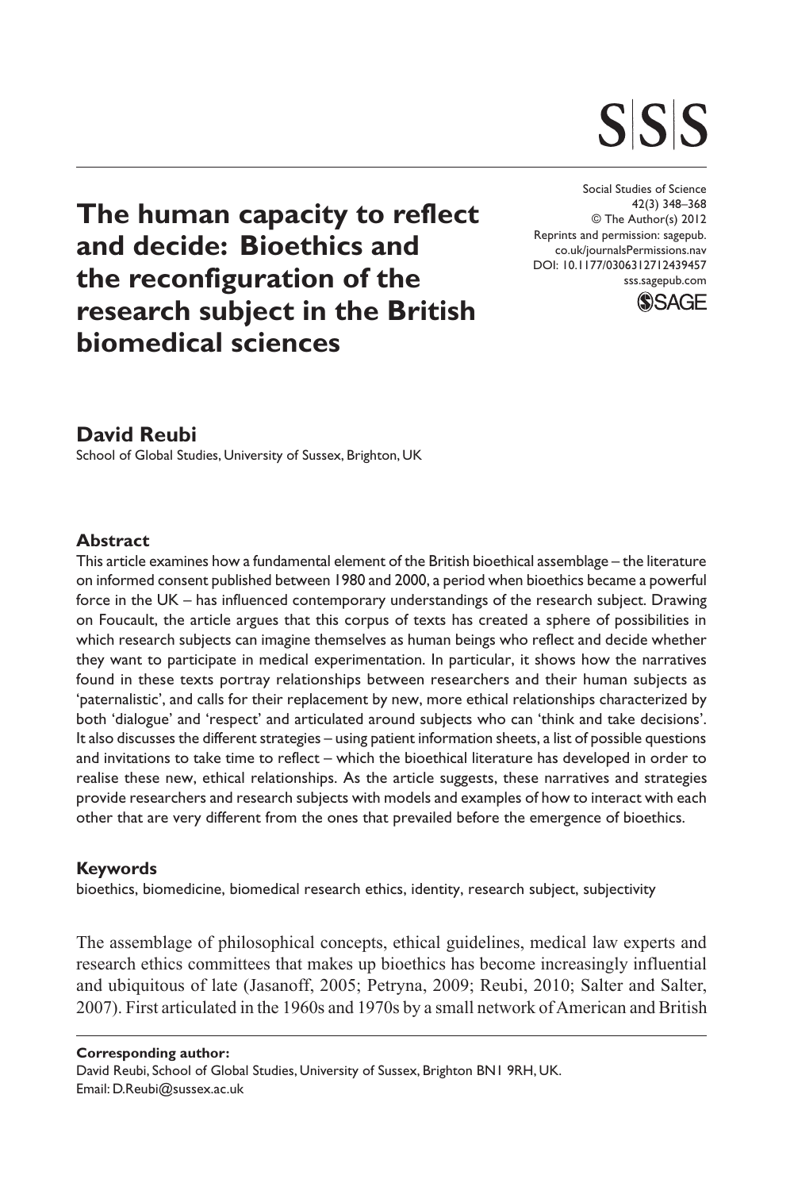# The human capacity to reflect and decide: Bioethics and the reconfiguration of the research subject in the British biomedical sciences

Social Studies of Science
42(3) 348–368
© The Author(s) 2012
Reprints and permission: sagepub.co.uk/journalsPermissions.nav
DOI: 10.1177/0306312712439457
sss.sagepub.com

**David Reubi**
School of Global Studies, University of Sussex, Brighton, UK

## Abstract

This article examines how a fundamental element of the British bioethical assemblage – the literature on informed consent published between 1980 and 2000, a period when bioethics became a powerful force in the UK – has influenced contemporary understandings of the research subject. Drawing on Foucault, the article argues that this corpus of texts has created a sphere of possibilities in which research subjects can imagine themselves as human beings who reflect and decide whether they want to participate in medical experimentation. In particular, it shows how the narratives found in these texts portray relationships between researchers and their human subjects as 'paternalistic', and calls for their replacement by new, more ethical relationships characterized by both 'dialogue' and 'respect' and articulated around subjects who can 'think and take decisions'. It also discusses the different strategies – using patient information sheets, a list of possible questions and invitations to take time to reflect – which the bioethical literature has developed in order to realise these new, ethical relationships. As the article suggests, these narratives and strategies provide researchers and research subjects with models and examples of how to interact with each other that are very different from the ones that prevailed before the emergence of bioethics.

## Keywords

bioethics, biomedicine, biomedical research ethics, identity, research subject, subjectivity

The assemblage of philosophical concepts, ethical guidelines, medical law experts and research ethics committees that makes up bioethics has become increasingly influential and ubiquitous of late (Jasanoff, 2005; Petryna, 2009; Reubi, 2010; Salter and Salter, 2007). First articulated in the 1960s and 1970s by a small network of American and British

**Corresponding author:**
David Reubi, School of Global Studies, University of Sussex, Brighton BN1 9RH, UK.
Email: D.Reubi@sussex.ac.uk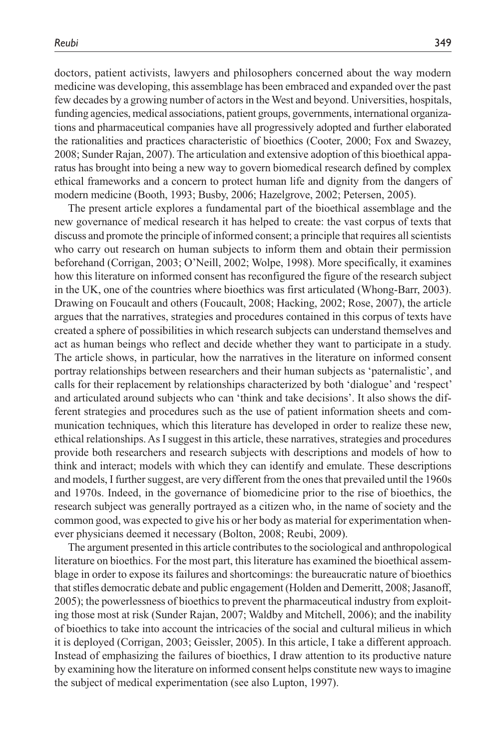doctors, patient activists, lawyers and philosophers concerned about the way modern medicine was developing, this assemblage has been embraced and expanded over the past few decades by a growing number of actors in the West and beyond. Universities, hospitals, funding agencies, medical associations, patient groups, governments, international organizations and pharmaceutical companies have all progressively adopted and further elaborated the rationalities and practices characteristic of bioethics (Cooter, 2000; Fox and Swazey, 2008; Sunder Rajan, 2007). The articulation and extensive adoption of this bioethical apparatus has brought into being a new way to govern biomedical research defined by complex ethical frameworks and a concern to protect human life and dignity from the dangers of modern medicine (Booth, 1993; Busby, 2006; Hazelgrove, 2002; Petersen, 2005).

The present article explores a fundamental part of the bioethical assemblage and the new governance of medical research it has helped to create: the vast corpus of texts that discuss and promote the principle of informed consent; a principle that requires all scientists who carry out research on human subjects to inform them and obtain their permission beforehand (Corrigan, 2003; O'Neill, 2002; Wolpe, 1998). More specifically, it examines how this literature on informed consent has reconfigured the figure of the research subject in the UK, one of the countries where bioethics was first articulated (Whong-Barr, 2003). Drawing on Foucault and others (Foucault, 2008; Hacking, 2002; Rose, 2007), the article argues that the narratives, strategies and procedures contained in this corpus of texts have created a sphere of possibilities in which research subjects can understand themselves and act as human beings who reflect and decide whether they want to participate in a study. The article shows, in particular, how the narratives in the literature on informed consent portray relationships between researchers and their human subjects as 'paternalistic', and calls for their replacement by relationships characterized by both 'dialogue' and 'respect' and articulated around subjects who can 'think and take decisions'. It also shows the different strategies and procedures such as the use of patient information sheets and communication techniques, which this literature has developed in order to realize these new, ethical relationships. As I suggest in this article, these narratives, strategies and procedures provide both researchers and research subjects with descriptions and models of how to think and interact; models with which they can identify and emulate. These descriptions and models, I further suggest, are very different from the ones that prevailed until the 1960s and 1970s. Indeed, in the governance of biomedicine prior to the rise of bioethics, the research subject was generally portrayed as a citizen who, in the name of society and the common good, was expected to give his or her body as material for experimentation whenever physicians deemed it necessary (Bolton, 2008; Reubi, 2009).

The argument presented in this article contributes to the sociological and anthropological literature on bioethics. For the most part, this literature has examined the bioethical assemblage in order to expose its failures and shortcomings: the bureaucratic nature of bioethics that stifles democratic debate and public engagement (Holden and Demeritt, 2008; Jasanoff, 2005); the powerlessness of bioethics to prevent the pharmaceutical industry from exploiting those most at risk (Sunder Rajan, 2007; Waldby and Mitchell, 2006); and the inability of bioethics to take into account the intricacies of the social and cultural milieus in which it is deployed (Corrigan, 2003; Geissler, 2005). In this article, I take a different approach. Instead of emphasizing the failures of bioethics, I draw attention to its productive nature by examining how the literature on informed consent helps constitute new ways to imagine the subject of medical experimentation (see also Lupton, 1997).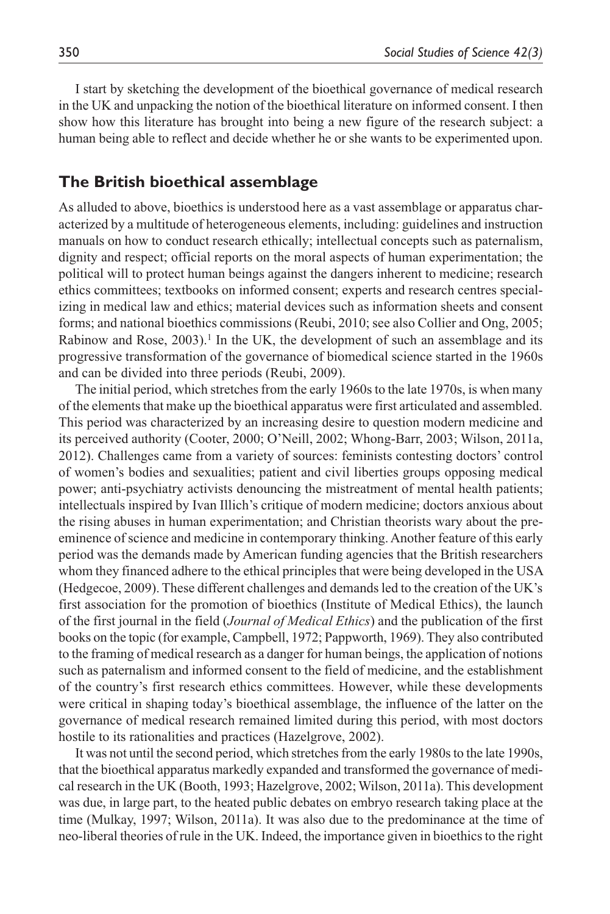I start by sketching the development of the bioethical governance of medical research in the UK and unpacking the notion of the bioethical literature on informed consent. I then show how this literature has brought into being a new figure of the research subject: a human being able to reflect and decide whether he or she wants to be experimented upon.

## The British bioethical assemblage

As alluded to above, bioethics is understood here as a vast assemblage or apparatus characterized by a multitude of heterogeneous elements, including: guidelines and instruction manuals on how to conduct research ethically; intellectual concepts such as paternalism, dignity and respect; official reports on the moral aspects of human experimentation; the political will to protect human beings against the dangers inherent to medicine; research ethics committees; textbooks on informed consent; experts and research centres specializing in medical law and ethics; material devices such as information sheets and consent forms; and national bioethics commissions (Reubi, 2010; see also Collier and Ong, 2005; Rabinow and Rose, 2003).[1] In the UK, the development of such an assemblage and its progressive transformation of the governance of biomedical science started in the 1960s and can be divided into three periods (Reubi, 2009).

The initial period, which stretches from the early 1960s to the late 1970s, is when many of the elements that make up the bioethical apparatus were first articulated and assembled. This period was characterized by an increasing desire to question modern medicine and its perceived authority (Cooter, 2000; O'Neill, 2002; Whong-Barr, 2003; Wilson, 2011a, 2012). Challenges came from a variety of sources: feminists contesting doctors' control of women's bodies and sexualities; patient and civil liberties groups opposing medical power; anti-psychiatry activists denouncing the mistreatment of mental health patients; intellectuals inspired by Ivan Illich's critique of modern medicine; doctors anxious about the rising abuses in human experimentation; and Christian theorists wary about the pre-eminence of science and medicine in contemporary thinking. Another feature of this early period was the demands made by American funding agencies that the British researchers whom they financed adhere to the ethical principles that were being developed in the USA (Hedgecoe, 2009). These different challenges and demands led to the creation of the UK's first association for the promotion of bioethics (Institute of Medical Ethics), the launch of the first journal in the field (*Journal of Medical Ethics*) and the publication of the first books on the topic (for example, Campbell, 1972; Pappworth, 1969). They also contributed to the framing of medical research as a danger for human beings, the application of notions such as paternalism and informed consent to the field of medicine, and the establishment of the country's first research ethics committees. However, while these developments were critical in shaping today's bioethical assemblage, the influence of the latter on the governance of medical research remained limited during this period, with most doctors hostile to its rationalities and practices (Hazelgrove, 2002).

It was not until the second period, which stretches from the early 1980s to the late 1990s, that the bioethical apparatus markedly expanded and transformed the governance of medical research in the UK (Booth, 1993; Hazelgrove, 2002; Wilson, 2011a). This development was due, in large part, to the heated public debates on embryo research taking place at the time (Mulkay, 1997; Wilson, 2011a). It was also due to the predominance at the time of neo-liberal theories of rule in the UK. Indeed, the importance given in bioethics to the right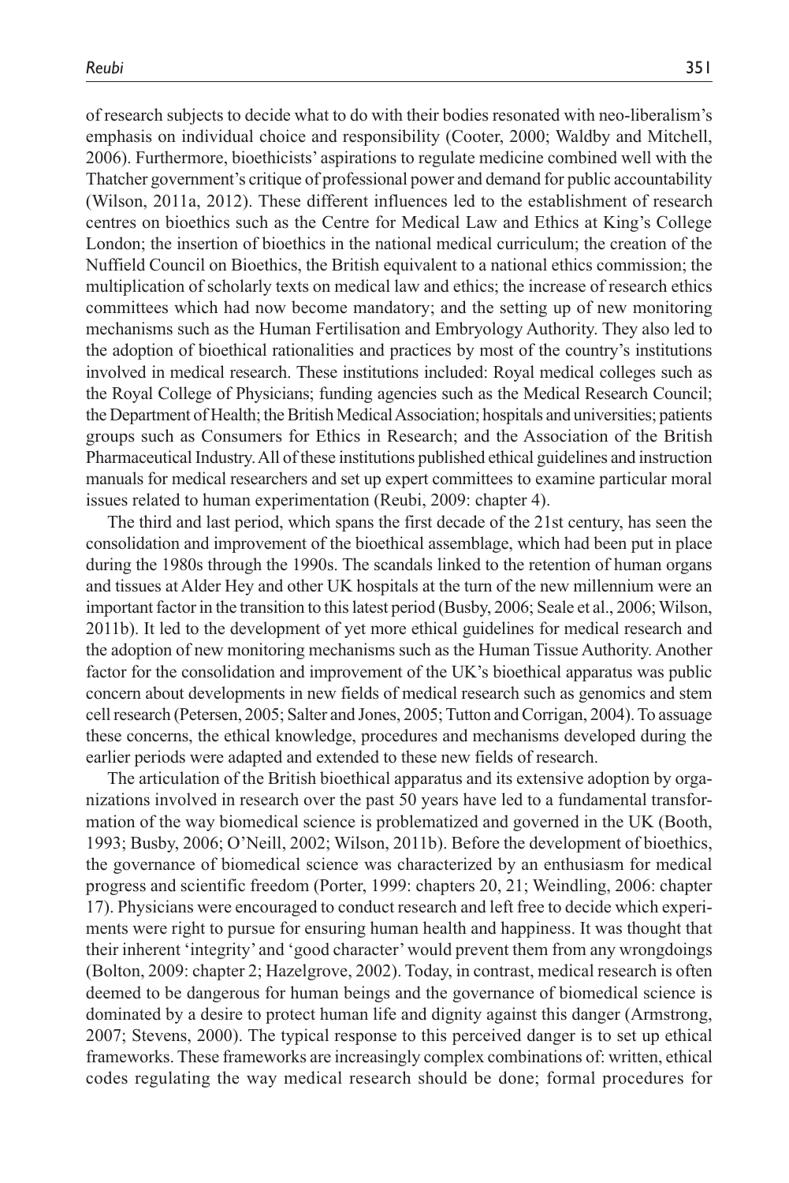of research subjects to decide what to do with their bodies resonated with neo-liberalism's emphasis on individual choice and responsibility (Cooter, 2000; Waldby and Mitchell, 2006). Furthermore, bioethicists' aspirations to regulate medicine combined well with the Thatcher government's critique of professional power and demand for public accountability (Wilson, 2011a, 2012). These different influences led to the establishment of research centres on bioethics such as the Centre for Medical Law and Ethics at King's College London; the insertion of bioethics in the national medical curriculum; the creation of the Nuffield Council on Bioethics, the British equivalent to a national ethics commission; the multiplication of scholarly texts on medical law and ethics; the increase of research ethics committees which had now become mandatory; and the setting up of new monitoring mechanisms such as the Human Fertilisation and Embryology Authority. They also led to the adoption of bioethical rationalities and practices by most of the country's institutions involved in medical research. These institutions included: Royal medical colleges such as the Royal College of Physicians; funding agencies such as the Medical Research Council; the Department of Health; the British Medical Association; hospitals and universities; patients groups such as Consumers for Ethics in Research; and the Association of the British Pharmaceutical Industry. All of these institutions published ethical guidelines and instruction manuals for medical researchers and set up expert committees to examine particular moral issues related to human experimentation (Reubi, 2009: chapter 4).

The third and last period, which spans the first decade of the 21st century, has seen the consolidation and improvement of the bioethical assemblage, which had been put in place during the 1980s through the 1990s. The scandals linked to the retention of human organs and tissues at Alder Hey and other UK hospitals at the turn of the new millennium were an important factor in the transition to this latest period (Busby, 2006; Seale et al., 2006; Wilson, 2011b). It led to the development of yet more ethical guidelines for medical research and the adoption of new monitoring mechanisms such as the Human Tissue Authority. Another factor for the consolidation and improvement of the UK's bioethical apparatus was public concern about developments in new fields of medical research such as genomics and stem cell research (Petersen, 2005; Salter and Jones, 2005; Tutton and Corrigan, 2004). To assuage these concerns, the ethical knowledge, procedures and mechanisms developed during the earlier periods were adapted and extended to these new fields of research.

The articulation of the British bioethical apparatus and its extensive adoption by organizations involved in research over the past 50 years have led to a fundamental transformation of the way biomedical science is problematized and governed in the UK (Booth, 1993; Busby, 2006; O'Neill, 2002; Wilson, 2011b). Before the development of bioethics, the governance of biomedical science was characterized by an enthusiasm for medical progress and scientific freedom (Porter, 1999: chapters 20, 21; Weindling, 2006: chapter 17). Physicians were encouraged to conduct research and left free to decide which experiments were right to pursue for ensuring human health and happiness. It was thought that their inherent 'integrity' and 'good character' would prevent them from any wrongdoings (Bolton, 2009: chapter 2; Hazelgrove, 2002). Today, in contrast, medical research is often deemed to be dangerous for human beings and the governance of biomedical science is dominated by a desire to protect human life and dignity against this danger (Armstrong, 2007; Stevens, 2000). The typical response to this perceived danger is to set up ethical frameworks. These frameworks are increasingly complex combinations of: written, ethical codes regulating the way medical research should be done; formal procedures for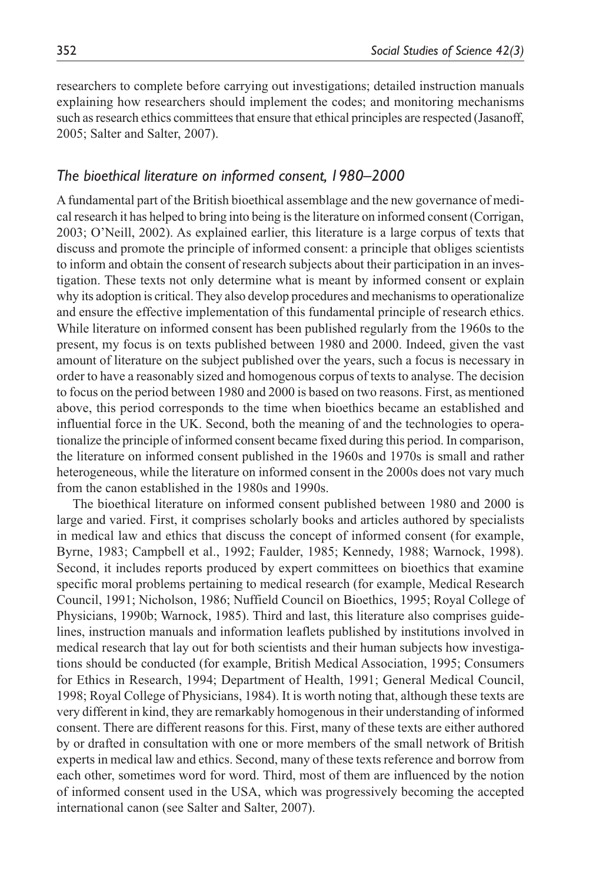researchers to complete before carrying out investigations; detailed instruction manuals explaining how researchers should implement the codes; and monitoring mechanisms such as research ethics committees that ensure that ethical principles are respected (Jasanoff, 2005; Salter and Salter, 2007).

### *The bioethical literature on informed consent, 1980–2000*

A fundamental part of the British bioethical assemblage and the new governance of medical research it has helped to bring into being is the literature on informed consent (Corrigan, 2003; O'Neill, 2002). As explained earlier, this literature is a large corpus of texts that discuss and promote the principle of informed consent: a principle that obliges scientists to inform and obtain the consent of research subjects about their participation in an investigation. These texts not only determine what is meant by informed consent or explain why its adoption is critical. They also develop procedures and mechanisms to operationalize and ensure the effective implementation of this fundamental principle of research ethics. While literature on informed consent has been published regularly from the 1960s to the present, my focus is on texts published between 1980 and 2000. Indeed, given the vast amount of literature on the subject published over the years, such a focus is necessary in order to have a reasonably sized and homogenous corpus of texts to analyse. The decision to focus on the period between 1980 and 2000 is based on two reasons. First, as mentioned above, this period corresponds to the time when bioethics became an established and influential force in the UK. Second, both the meaning of and the technologies to operationalize the principle of informed consent became fixed during this period. In comparison, the literature on informed consent published in the 1960s and 1970s is small and rather heterogeneous, while the literature on informed consent in the 2000s does not vary much from the canon established in the 1980s and 1990s.

The bioethical literature on informed consent published between 1980 and 2000 is large and varied. First, it comprises scholarly books and articles authored by specialists in medical law and ethics that discuss the concept of informed consent (for example, Byrne, 1983; Campbell et al., 1992; Faulder, 1985; Kennedy, 1988; Warnock, 1998). Second, it includes reports produced by expert committees on bioethics that examine specific moral problems pertaining to medical research (for example, Medical Research Council, 1991; Nicholson, 1986; Nuffield Council on Bioethics, 1995; Royal College of Physicians, 1990b; Warnock, 1985). Third and last, this literature also comprises guidelines, instruction manuals and information leaflets published by institutions involved in medical research that lay out for both scientists and their human subjects how investigations should be conducted (for example, British Medical Association, 1995; Consumers for Ethics in Research, 1994; Department of Health, 1991; General Medical Council, 1998; Royal College of Physicians, 1984). It is worth noting that, although these texts are very different in kind, they are remarkably homogenous in their understanding of informed consent. There are different reasons for this. First, many of these texts are either authored by or drafted in consultation with one or more members of the small network of British experts in medical law and ethics. Second, many of these texts reference and borrow from each other, sometimes word for word. Third, most of them are influenced by the notion of informed consent used in the USA, which was progressively becoming the accepted international canon (see Salter and Salter, 2007).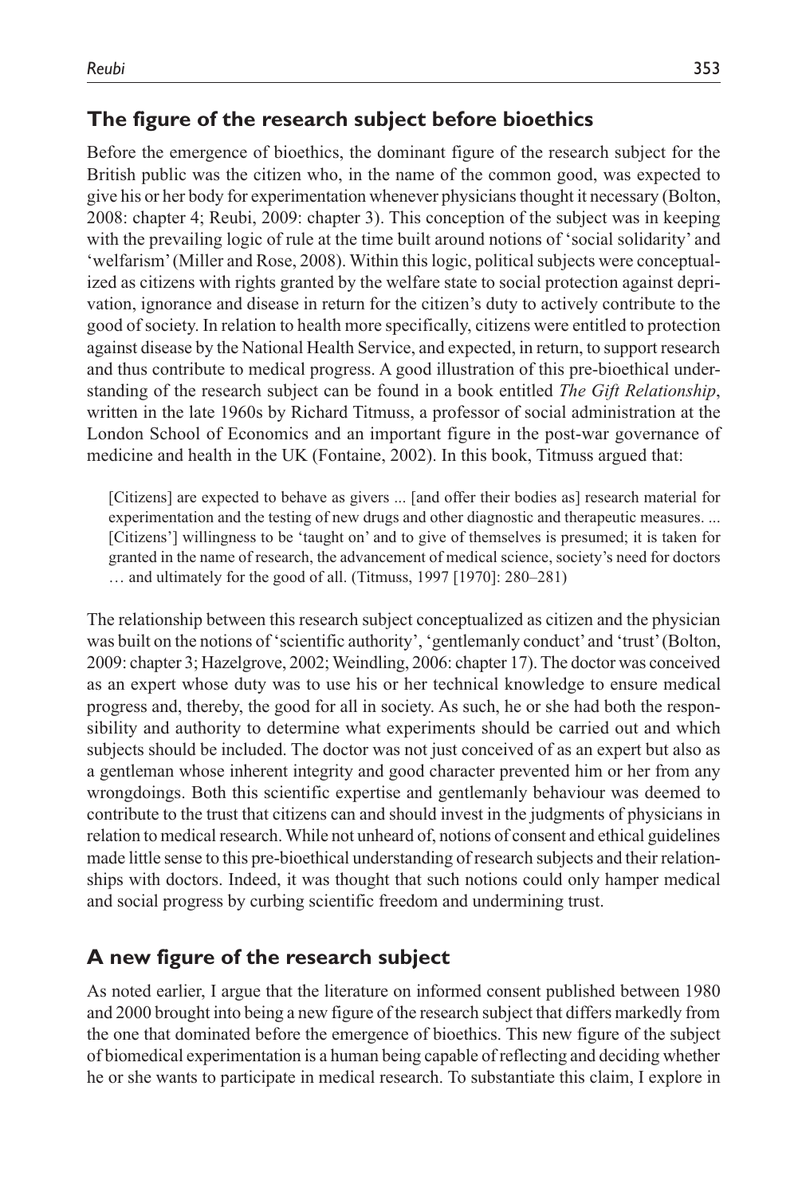## The figure of the research subject before bioethics

Before the emergence of bioethics, the dominant figure of the research subject for the British public was the citizen who, in the name of the common good, was expected to give his or her body for experimentation whenever physicians thought it necessary (Bolton, 2008: chapter 4; Reubi, 2009: chapter 3). This conception of the subject was in keeping with the prevailing logic of rule at the time built around notions of 'social solidarity' and 'welfarism' (Miller and Rose, 2008). Within this logic, political subjects were conceptualized as citizens with rights granted by the welfare state to social protection against deprivation, ignorance and disease in return for the citizen's duty to actively contribute to the good of society. In relation to health more specifically, citizens were entitled to protection against disease by the National Health Service, and expected, in return, to support research and thus contribute to medical progress. A good illustration of this pre-bioethical understanding of the research subject can be found in a book entitled *The Gift Relationship*, written in the late 1960s by Richard Titmuss, a professor of social administration at the London School of Economics and an important figure in the post-war governance of medicine and health in the UK (Fontaine, 2002). In this book, Titmuss argued that:

> [Citizens] are expected to behave as givers ... [and offer their bodies as] research material for experimentation and the testing of new drugs and other diagnostic and therapeutic measures. ... [Citizens'] willingness to be 'taught on' and to give of themselves is presumed; it is taken for granted in the name of research, the advancement of medical science, society's need for doctors … and ultimately for the good of all. (Titmuss, 1997 [1970]: 280–281)

The relationship between this research subject conceptualized as citizen and the physician was built on the notions of 'scientific authority', 'gentlemanly conduct' and 'trust' (Bolton, 2009: chapter 3; Hazelgrove, 2002; Weindling, 2006: chapter 17). The doctor was conceived as an expert whose duty was to use his or her technical knowledge to ensure medical progress and, thereby, the good for all in society. As such, he or she had both the responsibility and authority to determine what experiments should be carried out and which subjects should be included. The doctor was not just conceived of as an expert but also as a gentleman whose inherent integrity and good character prevented him or her from any wrongdoings. Both this scientific expertise and gentlemanly behaviour was deemed to contribute to the trust that citizens can and should invest in the judgments of physicians in relation to medical research. While not unheard of, notions of consent and ethical guidelines made little sense to this pre-bioethical understanding of research subjects and their relationships with doctors. Indeed, it was thought that such notions could only hamper medical and social progress by curbing scientific freedom and undermining trust.

## A new figure of the research subject

As noted earlier, I argue that the literature on informed consent published between 1980 and 2000 brought into being a new figure of the research subject that differs markedly from the one that dominated before the emergence of bioethics. This new figure of the subject of biomedical experimentation is a human being capable of reflecting and deciding whether he or she wants to participate in medical research. To substantiate this claim, I explore in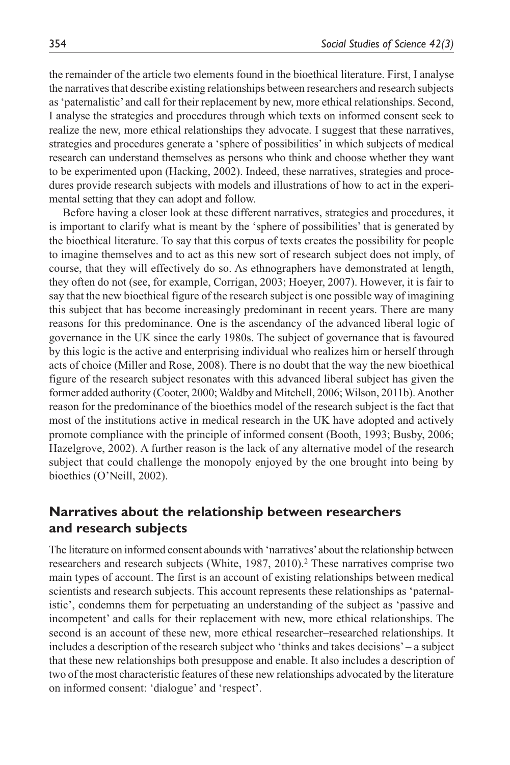the remainder of the article two elements found in the bioethical literature. First, I analyse the narratives that describe existing relationships between researchers and research subjects as 'paternalistic' and call for their replacement by new, more ethical relationships. Second, I analyse the strategies and procedures through which texts on informed consent seek to realize the new, more ethical relationships they advocate. I suggest that these narratives, strategies and procedures generate a 'sphere of possibilities' in which subjects of medical research can understand themselves as persons who think and choose whether they want to be experimented upon (Hacking, 2002). Indeed, these narratives, strategies and procedures provide research subjects with models and illustrations of how to act in the experimental setting that they can adopt and follow.

Before having a closer look at these different narratives, strategies and procedures, it is important to clarify what is meant by the 'sphere of possibilities' that is generated by the bioethical literature. To say that this corpus of texts creates the possibility for people to imagine themselves and to act as this new sort of research subject does not imply, of course, that they will effectively do so. As ethnographers have demonstrated at length, they often do not (see, for example, Corrigan, 2003; Hoeyer, 2007). However, it is fair to say that the new bioethical figure of the research subject is one possible way of imagining this subject that has become increasingly predominant in recent years. There are many reasons for this predominance. One is the ascendancy of the advanced liberal logic of governance in the UK since the early 1980s. The subject of governance that is favoured by this logic is the active and enterprising individual who realizes him or herself through acts of choice (Miller and Rose, 2008). There is no doubt that the way the new bioethical figure of the research subject resonates with this advanced liberal subject has given the former added authority (Cooter, 2000; Waldby and Mitchell, 2006; Wilson, 2011b). Another reason for the predominance of the bioethics model of the research subject is the fact that most of the institutions active in medical research in the UK have adopted and actively promote compliance with the principle of informed consent (Booth, 1993; Busby, 2006; Hazelgrove, 2002). A further reason is the lack of any alternative model of the research subject that could challenge the monopoly enjoyed by the one brought into being by bioethics (O'Neill, 2002).

## Narratives about the relationship between researchers and research subjects

The literature on informed consent abounds with 'narratives' about the relationship between researchers and research subjects (White, 1987, 2010).[2] These narratives comprise two main types of account. The first is an account of existing relationships between medical scientists and research subjects. This account represents these relationships as 'paternalistic', condemns them for perpetuating an understanding of the subject as 'passive and incompetent' and calls for their replacement with new, more ethical relationships. The second is an account of these new, more ethical researcher–researched relationships. It includes a description of the research subject who 'thinks and takes decisions' – a subject that these new relationships both presuppose and enable. It also includes a description of two of the most characteristic features of these new relationships advocated by the literature on informed consent: 'dialogue' and 'respect'.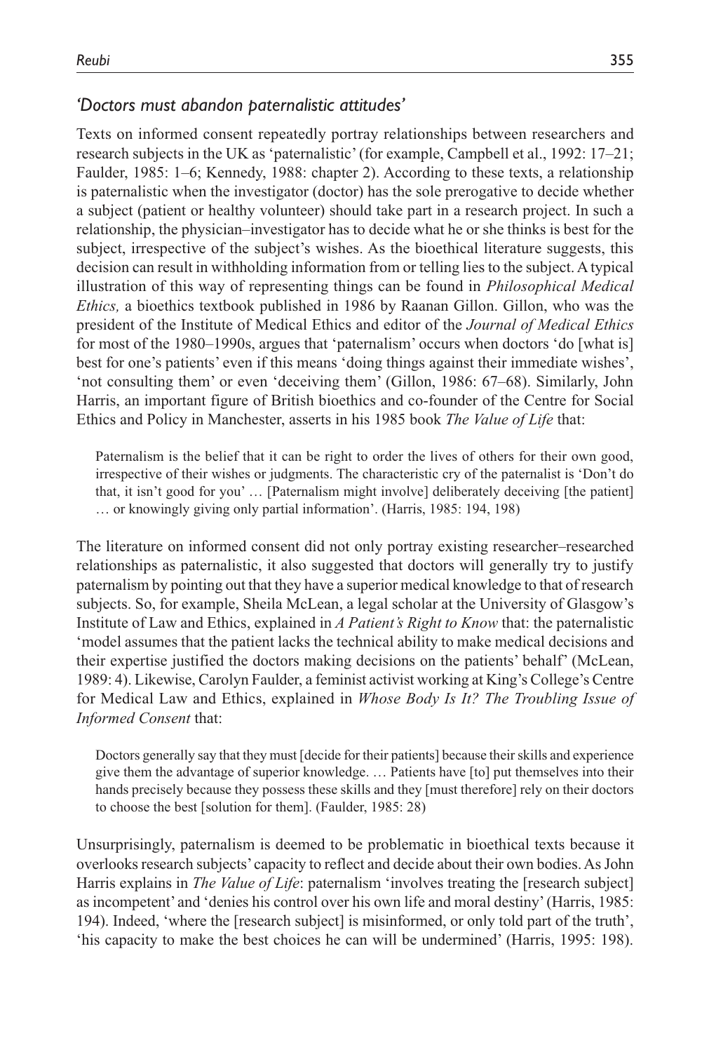### *'Doctors must abandon paternalistic attitudes'*

Texts on informed consent repeatedly portray relationships between researchers and research subjects in the UK as 'paternalistic' (for example, Campbell et al., 1992: 17–21; Faulder, 1985: 1–6; Kennedy, 1988: chapter 2). According to these texts, a relationship is paternalistic when the investigator (doctor) has the sole prerogative to decide whether a subject (patient or healthy volunteer) should take part in a research project. In such a relationship, the physician–investigator has to decide what he or she thinks is best for the subject, irrespective of the subject's wishes. As the bioethical literature suggests, this decision can result in withholding information from or telling lies to the subject. A typical illustration of this way of representing things can be found in *Philosophical Medical Ethics,* a bioethics textbook published in 1986 by Raanan Gillon. Gillon, who was the president of the Institute of Medical Ethics and editor of the *Journal of Medical Ethics* for most of the 1980–1990s, argues that 'paternalism' occurs when doctors 'do [what is] best for one's patients' even if this means 'doing things against their immediate wishes', 'not consulting them' or even 'deceiving them' (Gillon, 1986: 67–68). Similarly, John Harris, an important figure of British bioethics and co-founder of the Centre for Social Ethics and Policy in Manchester, asserts in his 1985 book *The Value of Life* that:

> Paternalism is the belief that it can be right to order the lives of others for their own good, irrespective of their wishes or judgments. The characteristic cry of the paternalist is 'Don't do that, it isn't good for you' … [Paternalism might involve] deliberately deceiving [the patient] … or knowingly giving only partial information'. (Harris, 1985: 194, 198)

The literature on informed consent did not only portray existing researcher–researched relationships as paternalistic, it also suggested that doctors will generally try to justify paternalism by pointing out that they have a superior medical knowledge to that of research subjects. So, for example, Sheila McLean, a legal scholar at the University of Glasgow's Institute of Law and Ethics, explained in *A Patient's Right to Know* that: the paternalistic 'model assumes that the patient lacks the technical ability to make medical decisions and their expertise justified the doctors making decisions on the patients' behalf' (McLean, 1989: 4). Likewise, Carolyn Faulder, a feminist activist working at King's College's Centre for Medical Law and Ethics, explained in *Whose Body Is It? The Troubling Issue of Informed Consent* that:

> Doctors generally say that they must [decide for their patients] because their skills and experience give them the advantage of superior knowledge. … Patients have [to] put themselves into their hands precisely because they possess these skills and they [must therefore] rely on their doctors to choose the best [solution for them]. (Faulder, 1985: 28)

Unsurprisingly, paternalism is deemed to be problematic in bioethical texts because it overlooks research subjects' capacity to reflect and decide about their own bodies. As John Harris explains in *The Value of Life*: paternalism 'involves treating the [research subject] as incompetent' and 'denies his control over his own life and moral destiny' (Harris, 1985: 194). Indeed, 'where the [research subject] is misinformed, or only told part of the truth', 'his capacity to make the best choices he can will be undermined' (Harris, 1995: 198).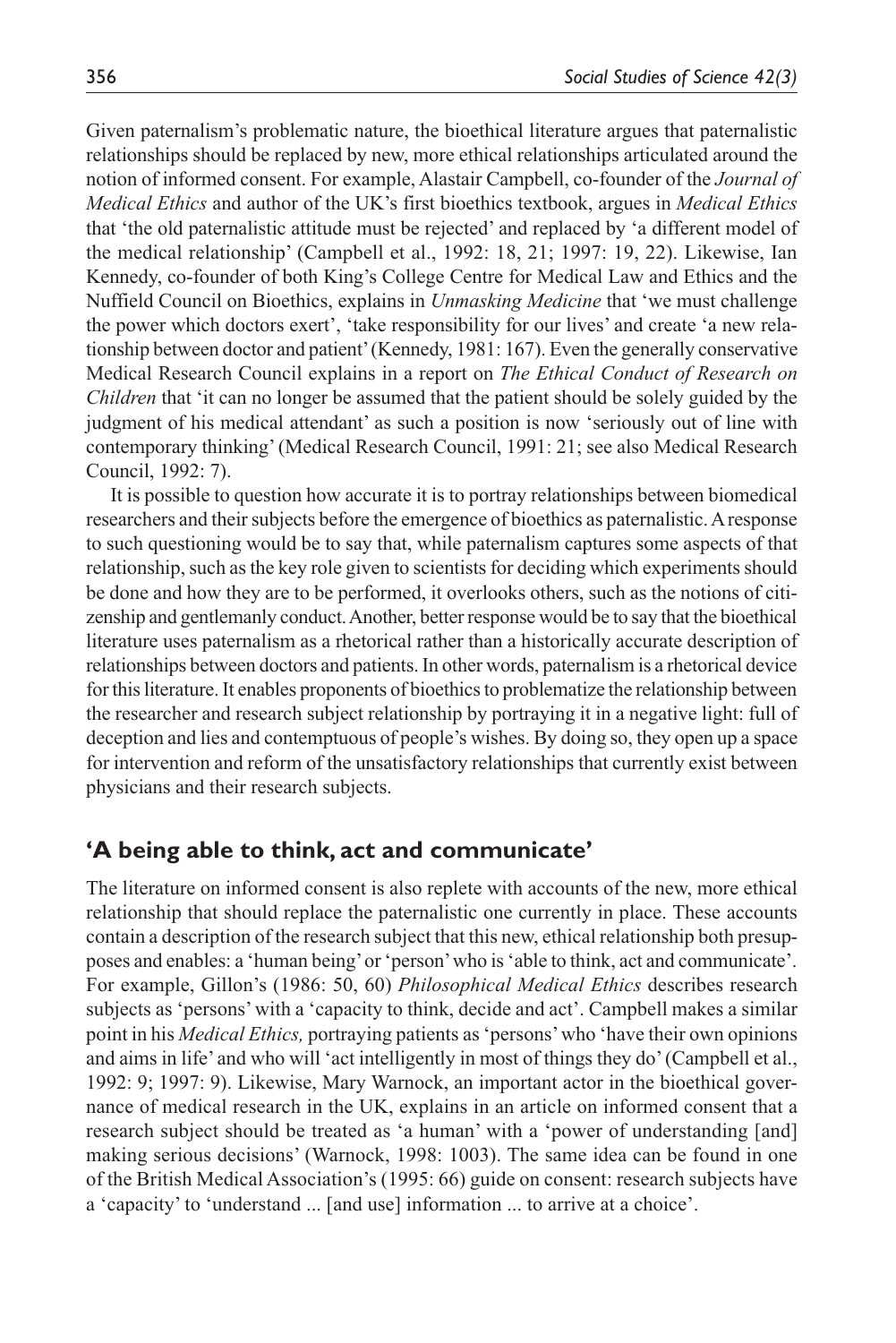Given paternalism's problematic nature, the bioethical literature argues that paternalistic relationships should be replaced by new, more ethical relationships articulated around the notion of informed consent. For example, Alastair Campbell, co-founder of the *Journal of Medical Ethics* and author of the UK's first bioethics textbook, argues in *Medical Ethics* that 'the old paternalistic attitude must be rejected' and replaced by 'a different model of the medical relationship' (Campbell et al., 1992: 18, 21; 1997: 19, 22). Likewise, Ian Kennedy, co-founder of both King's College Centre for Medical Law and Ethics and the Nuffield Council on Bioethics, explains in *Unmasking Medicine* that 'we must challenge the power which doctors exert', 'take responsibility for our lives' and create 'a new relationship between doctor and patient' (Kennedy, 1981: 167). Even the generally conservative Medical Research Council explains in a report on *The Ethical Conduct of Research on Children* that 'it can no longer be assumed that the patient should be solely guided by the judgment of his medical attendant' as such a position is now 'seriously out of line with contemporary thinking' (Medical Research Council, 1991: 21; see also Medical Research Council, 1992: 7).

It is possible to question how accurate it is to portray relationships between biomedical researchers and their subjects before the emergence of bioethics as paternalistic. A response to such questioning would be to say that, while paternalism captures some aspects of that relationship, such as the key role given to scientists for deciding which experiments should be done and how they are to be performed, it overlooks others, such as the notions of citizenship and gentlemanly conduct. Another, better response would be to say that the bioethical literature uses paternalism as a rhetorical rather than a historically accurate description of relationships between doctors and patients. In other words, paternalism is a rhetorical device for this literature. It enables proponents of bioethics to problematize the relationship between the researcher and research subject relationship by portraying it in a negative light: full of deception and lies and contemptuous of people's wishes. By doing so, they open up a space for intervention and reform of the unsatisfactory relationships that currently exist between physicians and their research subjects.

## 'A being able to think, act and communicate'

The literature on informed consent is also replete with accounts of the new, more ethical relationship that should replace the paternalistic one currently in place. These accounts contain a description of the research subject that this new, ethical relationship both presupposes and enables: a 'human being' or 'person' who is 'able to think, act and communicate'. For example, Gillon's (1986: 50, 60) *Philosophical Medical Ethics* describes research subjects as 'persons' with a 'capacity to think, decide and act'. Campbell makes a similar point in his *Medical Ethics,* portraying patients as 'persons' who 'have their own opinions and aims in life' and who will 'act intelligently in most of things they do' (Campbell et al., 1992: 9; 1997: 9). Likewise, Mary Warnock, an important actor in the bioethical governance of medical research in the UK, explains in an article on informed consent that a research subject should be treated as 'a human' with a 'power of understanding [and] making serious decisions' (Warnock, 1998: 1003). The same idea can be found in one of the British Medical Association's (1995: 66) guide on consent: research subjects have a 'capacity' to 'understand ... [and use] information ... to arrive at a choice'.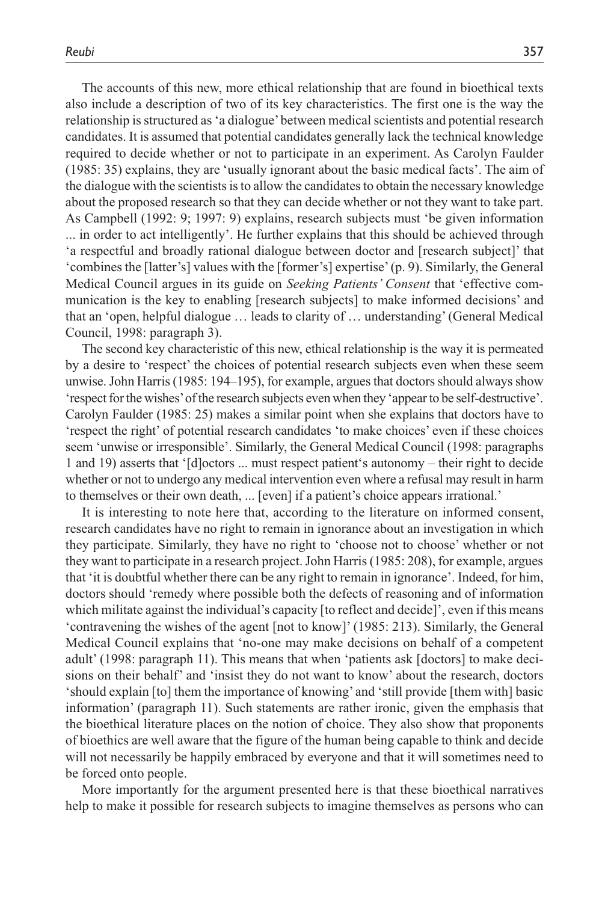The accounts of this new, more ethical relationship that are found in bioethical texts also include a description of two of its key characteristics. The first one is the way the relationship is structured as 'a dialogue' between medical scientists and potential research candidates. It is assumed that potential candidates generally lack the technical knowledge required to decide whether or not to participate in an experiment. As Carolyn Faulder (1985: 35) explains, they are 'usually ignorant about the basic medical facts'. The aim of the dialogue with the scientists is to allow the candidates to obtain the necessary knowledge about the proposed research so that they can decide whether or not they want to take part. As Campbell (1992: 9; 1997: 9) explains, research subjects must 'be given information ... in order to act intelligently'. He further explains that this should be achieved through 'a respectful and broadly rational dialogue between doctor and [research subject]' that 'combines the [latter's] values with the [former's] expertise' (p. 9). Similarly, the General Medical Council argues in its guide on *Seeking Patients' Consent* that 'effective communication is the key to enabling [research subjects] to make informed decisions' and that an 'open, helpful dialogue … leads to clarity of … understanding' (General Medical Council, 1998: paragraph 3).

The second key characteristic of this new, ethical relationship is the way it is permeated by a desire to 'respect' the choices of potential research subjects even when these seem unwise. John Harris (1985: 194–195), for example, argues that doctors should always show 'respect for the wishes' of the research subjects even when they 'appear to be self-destructive'. Carolyn Faulder (1985: 25) makes a similar point when she explains that doctors have to 'respect the right' of potential research candidates 'to make choices' even if these choices seem 'unwise or irresponsible'. Similarly, the General Medical Council (1998: paragraphs 1 and 19) asserts that '[d]octors ... must respect patient's autonomy – their right to decide whether or not to undergo any medical intervention even where a refusal may result in harm to themselves or their own death, ... [even] if a patient's choice appears irrational.'

It is interesting to note here that, according to the literature on informed consent, research candidates have no right to remain in ignorance about an investigation in which they participate. Similarly, they have no right to 'choose not to choose' whether or not they want to participate in a research project. John Harris (1985: 208), for example, argues that 'it is doubtful whether there can be any right to remain in ignorance'. Indeed, for him, doctors should 'remedy where possible both the defects of reasoning and of information which militate against the individual's capacity [to reflect and decide]', even if this means 'contravening the wishes of the agent [not to know]' (1985: 213). Similarly, the General Medical Council explains that 'no-one may make decisions on behalf of a competent adult' (1998: paragraph 11). This means that when 'patients ask [doctors] to make decisions on their behalf' and 'insist they do not want to know' about the research, doctors 'should explain [to] them the importance of knowing' and 'still provide [them with] basic information' (paragraph 11). Such statements are rather ironic, given the emphasis that the bioethical literature places on the notion of choice. They also show that proponents of bioethics are well aware that the figure of the human being capable to think and decide will not necessarily be happily embraced by everyone and that it will sometimes need to be forced onto people.

More importantly for the argument presented here is that these bioethical narratives help to make it possible for research subjects to imagine themselves as persons who can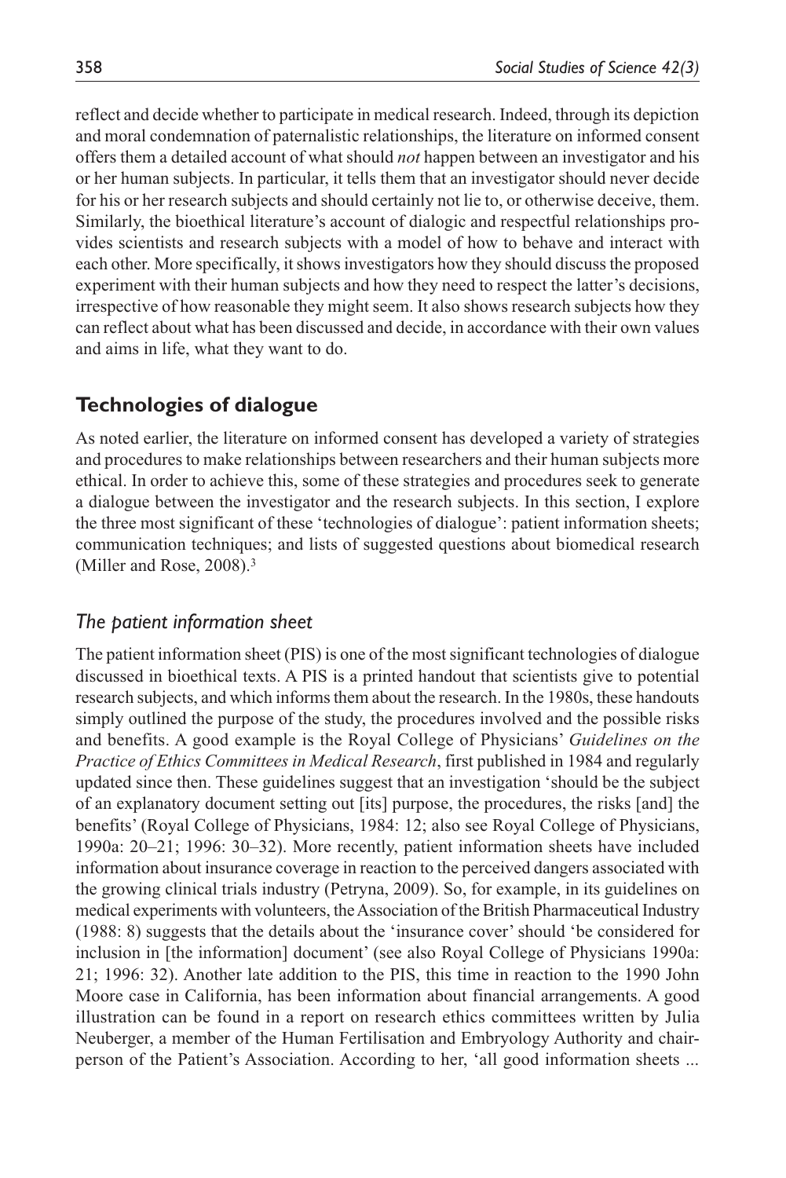reflect and decide whether to participate in medical research. Indeed, through its depiction and moral condemnation of paternalistic relationships, the literature on informed consent offers them a detailed account of what should *not* happen between an investigator and his or her human subjects. In particular, it tells them that an investigator should never decide for his or her research subjects and should certainly not lie to, or otherwise deceive, them. Similarly, the bioethical literature's account of dialogic and respectful relationships provides scientists and research subjects with a model of how to behave and interact with each other. More specifically, it shows investigators how they should discuss the proposed experiment with their human subjects and how they need to respect the latter's decisions, irrespective of how reasonable they might seem. It also shows research subjects how they can reflect about what has been discussed and decide, in accordance with their own values and aims in life, what they want to do.

## Technologies of dialogue

As noted earlier, the literature on informed consent has developed a variety of strategies and procedures to make relationships between researchers and their human subjects more ethical. In order to achieve this, some of these strategies and procedures seek to generate a dialogue between the investigator and the research subjects. In this section, I explore the three most significant of these 'technologies of dialogue': patient information sheets; communication techniques; and lists of suggested questions about biomedical research (Miller and Rose, 2008).[3]

### *The patient information sheet*

The patient information sheet (PIS) is one of the most significant technologies of dialogue discussed in bioethical texts. A PIS is a printed handout that scientists give to potential research subjects, and which informs them about the research. In the 1980s, these handouts simply outlined the purpose of the study, the procedures involved and the possible risks and benefits. A good example is the Royal College of Physicians' *Guidelines on the Practice of Ethics Committees in Medical Research*, first published in 1984 and regularly updated since then. These guidelines suggest that an investigation 'should be the subject of an explanatory document setting out [its] purpose, the procedures, the risks [and] the benefits' (Royal College of Physicians, 1984: 12; also see Royal College of Physicians, 1990a: 20–21; 1996: 30–32). More recently, patient information sheets have included information about insurance coverage in reaction to the perceived dangers associated with the growing clinical trials industry (Petryna, 2009). So, for example, in its guidelines on medical experiments with volunteers, the Association of the British Pharmaceutical Industry (1988: 8) suggests that the details about the 'insurance cover' should 'be considered for inclusion in [the information] document' (see also Royal College of Physicians 1990a: 21; 1996: 32). Another late addition to the PIS, this time in reaction to the 1990 John Moore case in California, has been information about financial arrangements. A good illustration can be found in a report on research ethics committees written by Julia Neuberger, a member of the Human Fertilisation and Embryology Authority and chairperson of the Patient's Association. According to her, 'all good information sheets ...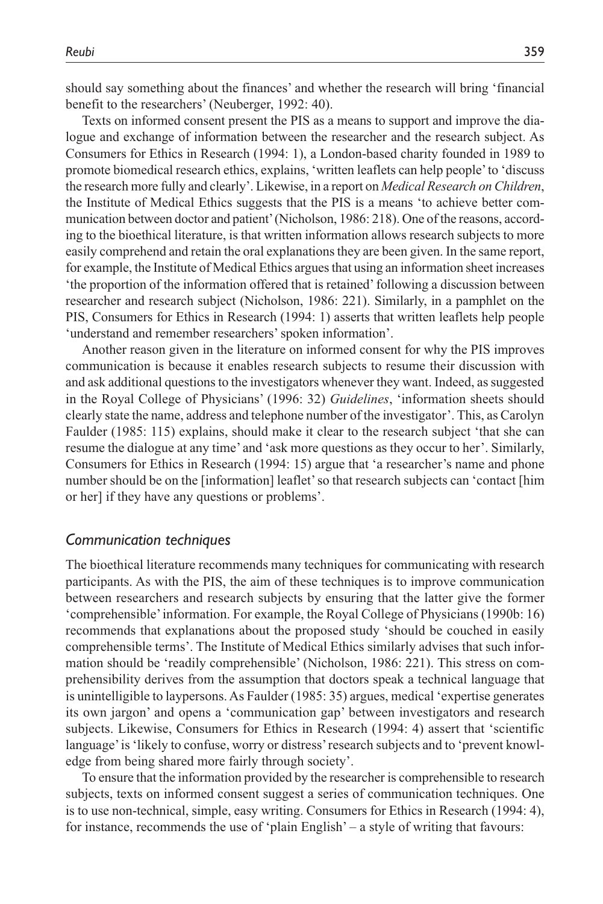should say something about the finances' and whether the research will bring 'financial benefit to the researchers' (Neuberger, 1992: 40).

Texts on informed consent present the PIS as a means to support and improve the dialogue and exchange of information between the researcher and the research subject. As Consumers for Ethics in Research (1994: 1), a London-based charity founded in 1989 to promote biomedical research ethics, explains, 'written leaflets can help people' to 'discuss the research more fully and clearly'. Likewise, in a report on *Medical Research on Children*, the Institute of Medical Ethics suggests that the PIS is a means 'to achieve better communication between doctor and patient' (Nicholson, 1986: 218). One of the reasons, according to the bioethical literature, is that written information allows research subjects to more easily comprehend and retain the oral explanations they are been given. In the same report, for example, the Institute of Medical Ethics argues that using an information sheet increases 'the proportion of the information offered that is retained' following a discussion between researcher and research subject (Nicholson, 1986: 221). Similarly, in a pamphlet on the PIS, Consumers for Ethics in Research (1994: 1) asserts that written leaflets help people 'understand and remember researchers' spoken information'.

Another reason given in the literature on informed consent for why the PIS improves communication is because it enables research subjects to resume their discussion with and ask additional questions to the investigators whenever they want. Indeed, as suggested in the Royal College of Physicians' (1996: 32) *Guidelines*, 'information sheets should clearly state the name, address and telephone number of the investigator'. This, as Carolyn Faulder (1985: 115) explains, should make it clear to the research subject 'that she can resume the dialogue at any time' and 'ask more questions as they occur to her'. Similarly, Consumers for Ethics in Research (1994: 15) argue that 'a researcher's name and phone number should be on the [information] leaflet' so that research subjects can 'contact [him or her] if they have any questions or problems'.

### *Communication techniques*

The bioethical literature recommends many techniques for communicating with research participants. As with the PIS, the aim of these techniques is to improve communication between researchers and research subjects by ensuring that the latter give the former 'comprehensible' information. For example, the Royal College of Physicians (1990b: 16) recommends that explanations about the proposed study 'should be couched in easily comprehensible terms'. The Institute of Medical Ethics similarly advises that such information should be 'readily comprehensible' (Nicholson, 1986: 221). This stress on comprehensibility derives from the assumption that doctors speak a technical language that is unintelligible to laypersons. As Faulder (1985: 35) argues, medical 'expertise generates its own jargon' and opens a 'communication gap' between investigators and research subjects. Likewise, Consumers for Ethics in Research (1994: 4) assert that 'scientific language' is 'likely to confuse, worry or distress' research subjects and to 'prevent knowledge from being shared more fairly through society'.

To ensure that the information provided by the researcher is comprehensible to research subjects, texts on informed consent suggest a series of communication techniques. One is to use non-technical, simple, easy writing. Consumers for Ethics in Research (1994: 4), for instance, recommends the use of 'plain English' – a style of writing that favours: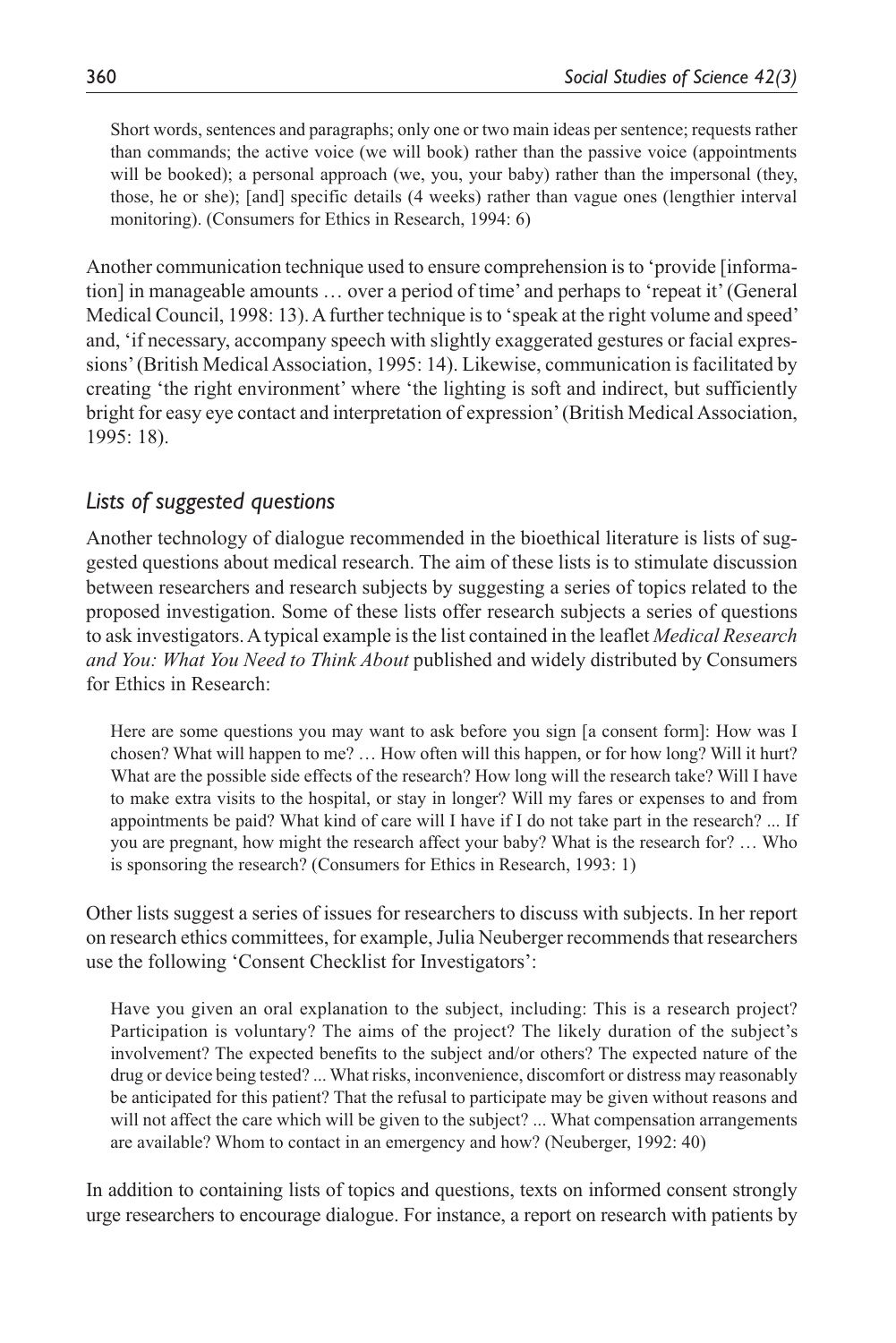> Short words, sentences and paragraphs; only one or two main ideas per sentence; requests rather than commands; the active voice (we will book) rather than the passive voice (appointments will be booked); a personal approach (we, you, your baby) rather than the impersonal (they, those, he or she); [and] specific details (4 weeks) rather than vague ones (lengthier interval monitoring). (Consumers for Ethics in Research, 1994: 6)

Another communication technique used to ensure comprehension is to 'provide [information] in manageable amounts … over a period of time' and perhaps to 'repeat it' (General Medical Council, 1998: 13). A further technique is to 'speak at the right volume and speed' and, 'if necessary, accompany speech with slightly exaggerated gestures or facial expressions' (British Medical Association, 1995: 14). Likewise, communication is facilitated by creating 'the right environment' where 'the lighting is soft and indirect, but sufficiently bright for easy eye contact and interpretation of expression' (British Medical Association, 1995: 18).

## *Lists of suggested questions*

Another technology of dialogue recommended in the bioethical literature is lists of suggested questions about medical research. The aim of these lists is to stimulate discussion between researchers and research subjects by suggesting a series of topics related to the proposed investigation. Some of these lists offer research subjects a series of questions to ask investigators. A typical example is the list contained in the leaflet *Medical Research and You: What You Need to Think About* published and widely distributed by Consumers for Ethics in Research:

> Here are some questions you may want to ask before you sign [a consent form]: How was I chosen? What will happen to me? … How often will this happen, or for how long? Will it hurt? What are the possible side effects of the research? How long will the research take? Will I have to make extra visits to the hospital, or stay in longer? Will my fares or expenses to and from appointments be paid? What kind of care will I have if I do not take part in the research? ... If you are pregnant, how might the research affect your baby? What is the research for? … Who is sponsoring the research? (Consumers for Ethics in Research, 1993: 1)

Other lists suggest a series of issues for researchers to discuss with subjects. In her report on research ethics committees, for example, Julia Neuberger recommends that researchers use the following 'Consent Checklist for Investigators':

> Have you given an oral explanation to the subject, including: This is a research project? Participation is voluntary? The aims of the project? The likely duration of the subject's involvement? The expected benefits to the subject and/or others? The expected nature of the drug or device being tested? ... What risks, inconvenience, discomfort or distress may reasonably be anticipated for this patient? That the refusal to participate may be given without reasons and will not affect the care which will be given to the subject? ... What compensation arrangements are available? Whom to contact in an emergency and how? (Neuberger, 1992: 40)

In addition to containing lists of topics and questions, texts on informed consent strongly urge researchers to encourage dialogue. For instance, a report on research with patients by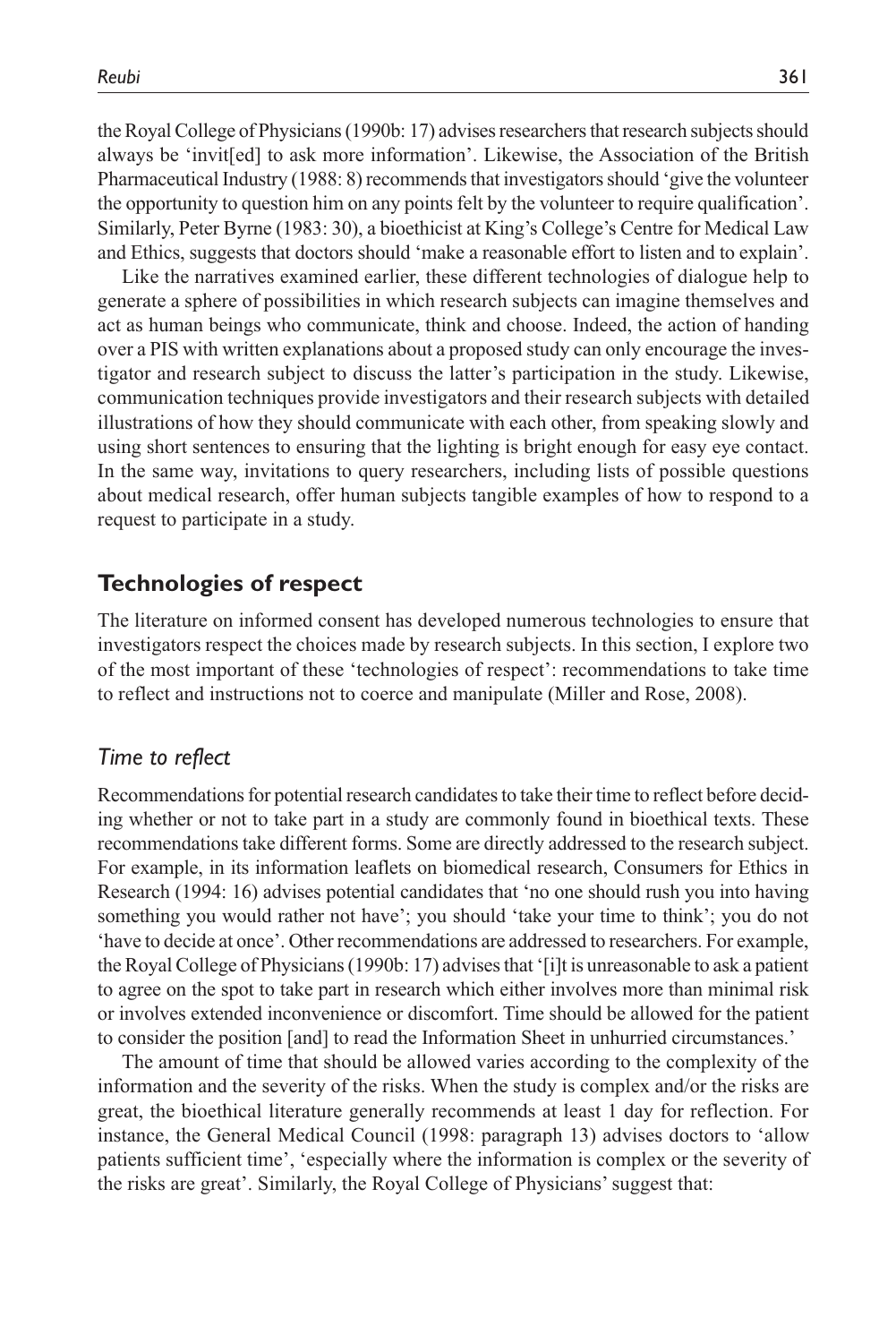the Royal College of Physicians (1990b: 17) advises researchers that research subjects should always be 'invit[ed] to ask more information'. Likewise, the Association of the British Pharmaceutical Industry (1988: 8) recommends that investigators should 'give the volunteer the opportunity to question him on any points felt by the volunteer to require qualification'. Similarly, Peter Byrne (1983: 30), a bioethicist at King's College's Centre for Medical Law and Ethics, suggests that doctors should 'make a reasonable effort to listen and to explain'.

Like the narratives examined earlier, these different technologies of dialogue help to generate a sphere of possibilities in which research subjects can imagine themselves and act as human beings who communicate, think and choose. Indeed, the action of handing over a PIS with written explanations about a proposed study can only encourage the investigator and research subject to discuss the latter's participation in the study. Likewise, communication techniques provide investigators and their research subjects with detailed illustrations of how they should communicate with each other, from speaking slowly and using short sentences to ensuring that the lighting is bright enough for easy eye contact. In the same way, invitations to query researchers, including lists of possible questions about medical research, offer human subjects tangible examples of how to respond to a request to participate in a study.

## Technologies of respect

The literature on informed consent has developed numerous technologies to ensure that investigators respect the choices made by research subjects. In this section, I explore two of the most important of these 'technologies of respect': recommendations to take time to reflect and instructions not to coerce and manipulate (Miller and Rose, 2008).

### *Time to reflect*

Recommendations for potential research candidates to take their time to reflect before deciding whether or not to take part in a study are commonly found in bioethical texts. These recommendations take different forms. Some are directly addressed to the research subject. For example, in its information leaflets on biomedical research, Consumers for Ethics in Research (1994: 16) advises potential candidates that 'no one should rush you into having something you would rather not have'; you should 'take your time to think'; you do not 'have to decide at once'. Other recommendations are addressed to researchers. For example, the Royal College of Physicians (1990b: 17) advises that '[i]t is unreasonable to ask a patient to agree on the spot to take part in research which either involves more than minimal risk or involves extended inconvenience or discomfort. Time should be allowed for the patient to consider the position [and] to read the Information Sheet in unhurried circumstances.'

The amount of time that should be allowed varies according to the complexity of the information and the severity of the risks. When the study is complex and/or the risks are great, the bioethical literature generally recommends at least 1 day for reflection. For instance, the General Medical Council (1998: paragraph 13) advises doctors to 'allow patients sufficient time', 'especially where the information is complex or the severity of the risks are great'. Similarly, the Royal College of Physicians' suggest that: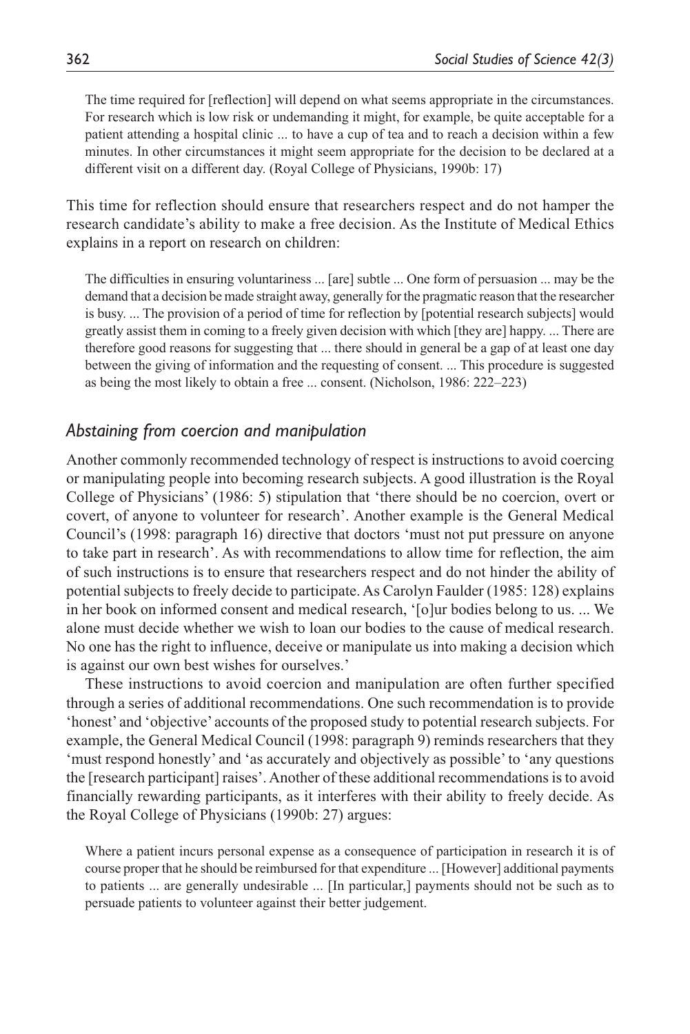> The time required for [reflection] will depend on what seems appropriate in the circumstances. For research which is low risk or undemanding it might, for example, be quite acceptable for a patient attending a hospital clinic ... to have a cup of tea and to reach a decision within a few minutes. In other circumstances it might seem appropriate for the decision to be declared at a different visit on a different day. (Royal College of Physicians, 1990b: 17)

This time for reflection should ensure that researchers respect and do not hamper the research candidate's ability to make a free decision. As the Institute of Medical Ethics explains in a report on research on children:

> The difficulties in ensuring voluntariness ... [are] subtle ... One form of persuasion ... may be the demand that a decision be made straight away, generally for the pragmatic reason that the researcher is busy. ... The provision of a period of time for reflection by [potential research subjects] would greatly assist them in coming to a freely given decision with which [they are] happy. ... There are therefore good reasons for suggesting that ... there should in general be a gap of at least one day between the giving of information and the requesting of consent. ... This procedure is suggested as being the most likely to obtain a free ... consent. (Nicholson, 1986: 222–223)

## *Abstaining from coercion and manipulation*

Another commonly recommended technology of respect is instructions to avoid coercing or manipulating people into becoming research subjects. A good illustration is the Royal College of Physicians' (1986: 5) stipulation that 'there should be no coercion, overt or covert, of anyone to volunteer for research'. Another example is the General Medical Council's (1998: paragraph 16) directive that doctors 'must not put pressure on anyone to take part in research'. As with recommendations to allow time for reflection, the aim of such instructions is to ensure that researchers respect and do not hinder the ability of potential subjects to freely decide to participate. As Carolyn Faulder (1985: 128) explains in her book on informed consent and medical research, '[o]ur bodies belong to us. ... We alone must decide whether we wish to loan our bodies to the cause of medical research. No one has the right to influence, deceive or manipulate us into making a decision which is against our own best wishes for ourselves.'

These instructions to avoid coercion and manipulation are often further specified through a series of additional recommendations. One such recommendation is to provide 'honest' and 'objective' accounts of the proposed study to potential research subjects. For example, the General Medical Council (1998: paragraph 9) reminds researchers that they 'must respond honestly' and 'as accurately and objectively as possible' to 'any questions the [research participant] raises'. Another of these additional recommendations is to avoid financially rewarding participants, as it interferes with their ability to freely decide. As the Royal College of Physicians (1990b: 27) argues:

> Where a patient incurs personal expense as a consequence of participation in research it is of course proper that he should be reimbursed for that expenditure ... [However] additional payments to patients ... are generally undesirable ... [In particular,] payments should not be such as to persuade patients to volunteer against their better judgement.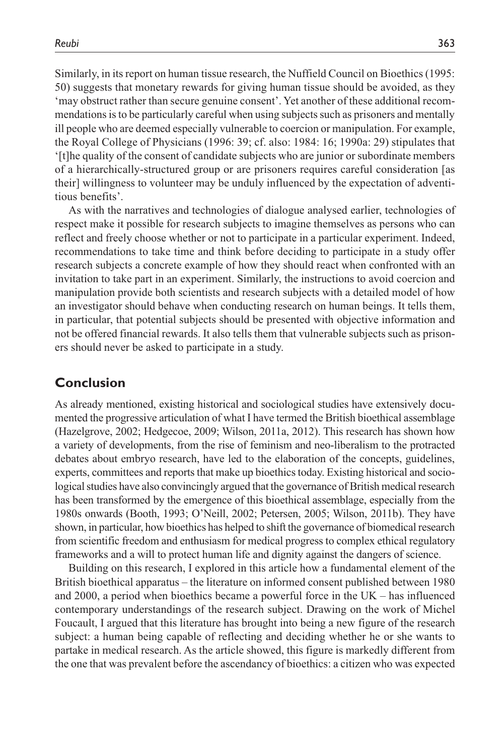Similarly, in its report on human tissue research, the Nuffield Council on Bioethics (1995: 50) suggests that monetary rewards for giving human tissue should be avoided, as they 'may obstruct rather than secure genuine consent'. Yet another of these additional recommendations is to be particularly careful when using subjects such as prisoners and mentally ill people who are deemed especially vulnerable to coercion or manipulation. For example, the Royal College of Physicians (1996: 39; cf. also: 1984: 16; 1990a: 29) stipulates that '[t]he quality of the consent of candidate subjects who are junior or subordinate members of a hierarchically-structured group or are prisoners requires careful consideration [as their] willingness to volunteer may be unduly influenced by the expectation of adventitious benefits'.

As with the narratives and technologies of dialogue analysed earlier, technologies of respect make it possible for research subjects to imagine themselves as persons who can reflect and freely choose whether or not to participate in a particular experiment. Indeed, recommendations to take time and think before deciding to participate in a study offer research subjects a concrete example of how they should react when confronted with an invitation to take part in an experiment. Similarly, the instructions to avoid coercion and manipulation provide both scientists and research subjects with a detailed model of how an investigator should behave when conducting research on human beings. It tells them, in particular, that potential subjects should be presented with objective information and not be offered financial rewards. It also tells them that vulnerable subjects such as prisoners should never be asked to participate in a study.

## Conclusion

As already mentioned, existing historical and sociological studies have extensively documented the progressive articulation of what I have termed the British bioethical assemblage (Hazelgrove, 2002; Hedgecoe, 2009; Wilson, 2011a, 2012). This research has shown how a variety of developments, from the rise of feminism and neo-liberalism to the protracted debates about embryo research, have led to the elaboration of the concepts, guidelines, experts, committees and reports that make up bioethics today. Existing historical and sociological studies have also convincingly argued that the governance of British medical research has been transformed by the emergence of this bioethical assemblage, especially from the 1980s onwards (Booth, 1993; O'Neill, 2002; Petersen, 2005; Wilson, 2011b). They have shown, in particular, how bioethics has helped to shift the governance of biomedical research from scientific freedom and enthusiasm for medical progress to complex ethical regulatory frameworks and a will to protect human life and dignity against the dangers of science.

Building on this research, I explored in this article how a fundamental element of the British bioethical apparatus – the literature on informed consent published between 1980 and 2000, a period when bioethics became a powerful force in the UK – has influenced contemporary understandings of the research subject. Drawing on the work of Michel Foucault, I argued that this literature has brought into being a new figure of the research subject: a human being capable of reflecting and deciding whether he or she wants to partake in medical research. As the article showed, this figure is markedly different from the one that was prevalent before the ascendancy of bioethics: a citizen who was expected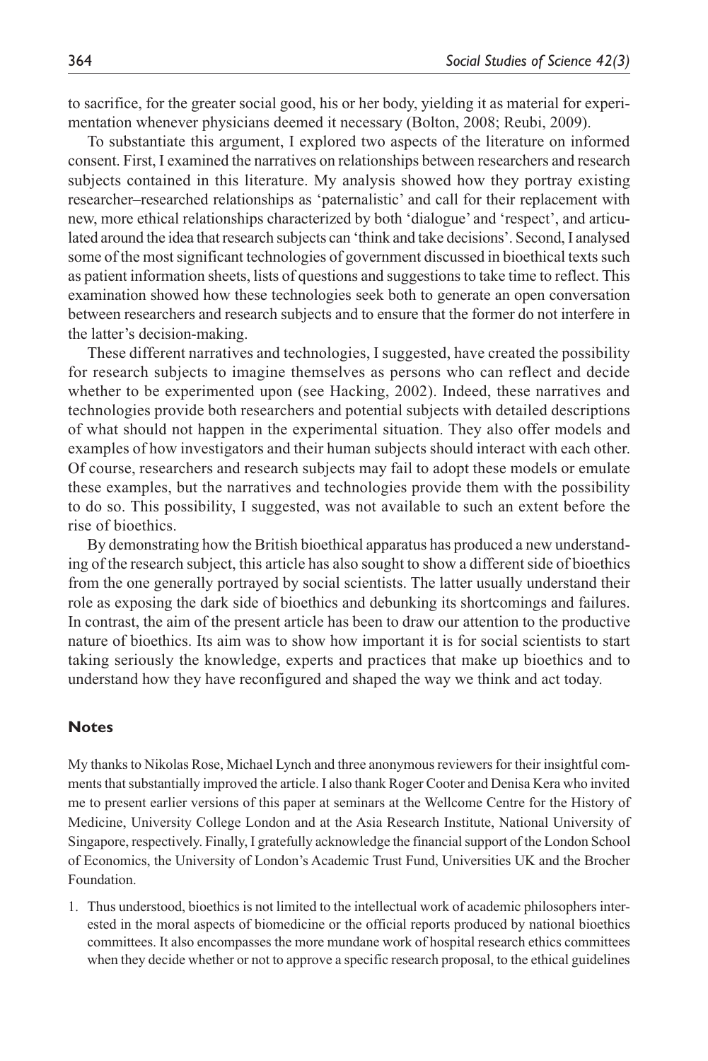to sacrifice, for the greater social good, his or her body, yielding it as material for experimentation whenever physicians deemed it necessary (Bolton, 2008; Reubi, 2009).

To substantiate this argument, I explored two aspects of the literature on informed consent. First, I examined the narratives on relationships between researchers and research subjects contained in this literature. My analysis showed how they portray existing researcher–researched relationships as 'paternalistic' and call for their replacement with new, more ethical relationships characterized by both 'dialogue' and 'respect', and articulated around the idea that research subjects can 'think and take decisions'. Second, I analysed some of the most significant technologies of government discussed in bioethical texts such as patient information sheets, lists of questions and suggestions to take time to reflect. This examination showed how these technologies seek both to generate an open conversation between researchers and research subjects and to ensure that the former do not interfere in the latter's decision-making.

These different narratives and technologies, I suggested, have created the possibility for research subjects to imagine themselves as persons who can reflect and decide whether to be experimented upon (see Hacking, 2002). Indeed, these narratives and technologies provide both researchers and potential subjects with detailed descriptions of what should not happen in the experimental situation. They also offer models and examples of how investigators and their human subjects should interact with each other. Of course, researchers and research subjects may fail to adopt these models or emulate these examples, but the narratives and technologies provide them with the possibility to do so. This possibility, I suggested, was not available to such an extent before the rise of bioethics.

By demonstrating how the British bioethical apparatus has produced a new understanding of the research subject, this article has also sought to show a different side of bioethics from the one generally portrayed by social scientists. The latter usually understand their role as exposing the dark side of bioethics and debunking its shortcomings and failures. In contrast, the aim of the present article has been to draw our attention to the productive nature of bioethics. Its aim was to show how important it is for social scientists to start taking seriously the knowledge, experts and practices that make up bioethics and to understand how they have reconfigured and shaped the way we think and act today.

## Notes

My thanks to Nikolas Rose, Michael Lynch and three anonymous reviewers for their insightful comments that substantially improved the article. I also thank Roger Cooter and Denisa Kera who invited me to present earlier versions of this paper at seminars at the Wellcome Centre for the History of Medicine, University College London and at the Asia Research Institute, National University of Singapore, respectively. Finally, I gratefully acknowledge the financial support of the London School of Economics, the University of London's Academic Trust Fund, Universities UK and the Brocher Foundation.

1. Thus understood, bioethics is not limited to the intellectual work of academic philosophers interested in the moral aspects of biomedicine or the official reports produced by national bioethics committees. It also encompasses the more mundane work of hospital research ethics committees when they decide whether or not to approve a specific research proposal, to the ethical guidelines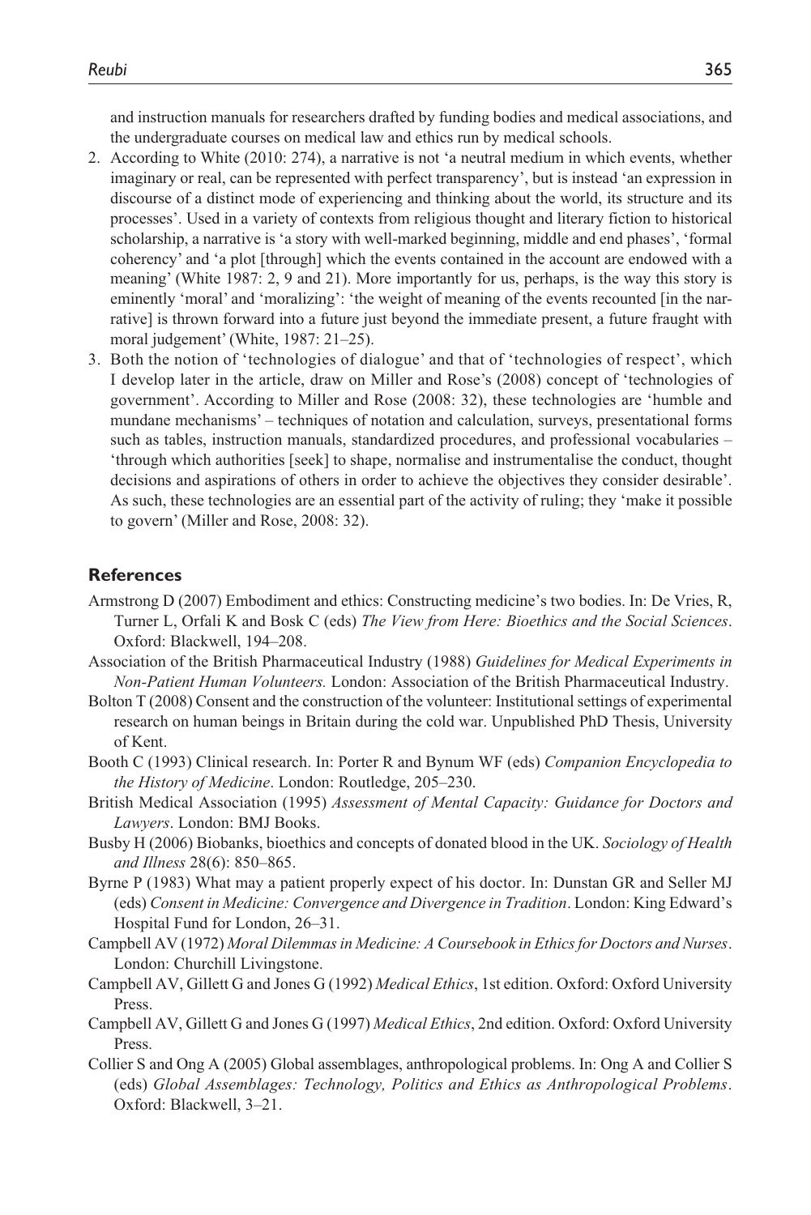and instruction manuals for researchers drafted by funding bodies and medical associations, and the undergraduate courses on medical law and ethics run by medical schools.

2. According to White (2010: 274), a narrative is not 'a neutral medium in which events, whether imaginary or real, can be represented with perfect transparency', but is instead 'an expression in discourse of a distinct mode of experiencing and thinking about the world, its structure and its processes'. Used in a variety of contexts from religious thought and literary fiction to historical scholarship, a narrative is 'a story with well-marked beginning, middle and end phases', 'formal coherency' and 'a plot [through] which the events contained in the account are endowed with a meaning' (White 1987: 2, 9 and 21). More importantly for us, perhaps, is the way this story is eminently 'moral' and 'moralizing': 'the weight of meaning of the events recounted [in the narrative] is thrown forward into a future just beyond the immediate present, a future fraught with moral judgement' (White, 1987: 21–25).
3. Both the notion of 'technologies of dialogue' and that of 'technologies of respect', which I develop later in the article, draw on Miller and Rose's (2008) concept of 'technologies of government'. According to Miller and Rose (2008: 32), these technologies are 'humble and mundane mechanisms' – techniques of notation and calculation, surveys, presentational forms such as tables, instruction manuals, standardized procedures, and professional vocabularies – 'through which authorities [seek] to shape, normalise and instrumentalise the conduct, thought decisions and aspirations of others in order to achieve the objectives they consider desirable'. As such, these technologies are an essential part of the activity of ruling; they 'make it possible to govern' (Miller and Rose, 2008: 32).

## References

Armstrong D (2007) Embodiment and ethics: Constructing medicine's two bodies. In: De Vries, R, Turner L, Orfali K and Bosk C (eds) *The View from Here: Bioethics and the Social Sciences*. Oxford: Blackwell, 194–208.

Association of the British Pharmaceutical Industry (1988) *Guidelines for Medical Experiments in Non-Patient Human Volunteers.* London: Association of the British Pharmaceutical Industry.

Bolton T (2008) Consent and the construction of the volunteer: Institutional settings of experimental research on human beings in Britain during the cold war. Unpublished PhD Thesis, University of Kent.

Booth C (1993) Clinical research. In: Porter R and Bynum WF (eds) *Companion Encyclopedia to the History of Medicine*. London: Routledge, 205–230.

British Medical Association (1995) *Assessment of Mental Capacity: Guidance for Doctors and Lawyers*. London: BMJ Books.

Busby H (2006) Biobanks, bioethics and concepts of donated blood in the UK. *Sociology of Health and Illness* 28(6): 850–865.

Byrne P (1983) What may a patient properly expect of his doctor. In: Dunstan GR and Seller MJ (eds) *Consent in Medicine: Convergence and Divergence in Tradition*. London: King Edward's Hospital Fund for London, 26–31.

Campbell AV (1972) *Moral Dilemmas in Medicine: A Coursebook in Ethics for Doctors and Nurses*. London: Churchill Livingstone.

Campbell AV, Gillett G and Jones G (1992) *Medical Ethics*, 1st edition. Oxford: Oxford University Press.

Campbell AV, Gillett G and Jones G (1997) *Medical Ethics*, 2nd edition. Oxford: Oxford University Press.

Collier S and Ong A (2005) Global assemblages, anthropological problems. In: Ong A and Collier S (eds) *Global Assemblages: Technology, Politics and Ethics as Anthropological Problems*. Oxford: Blackwell, 3–21.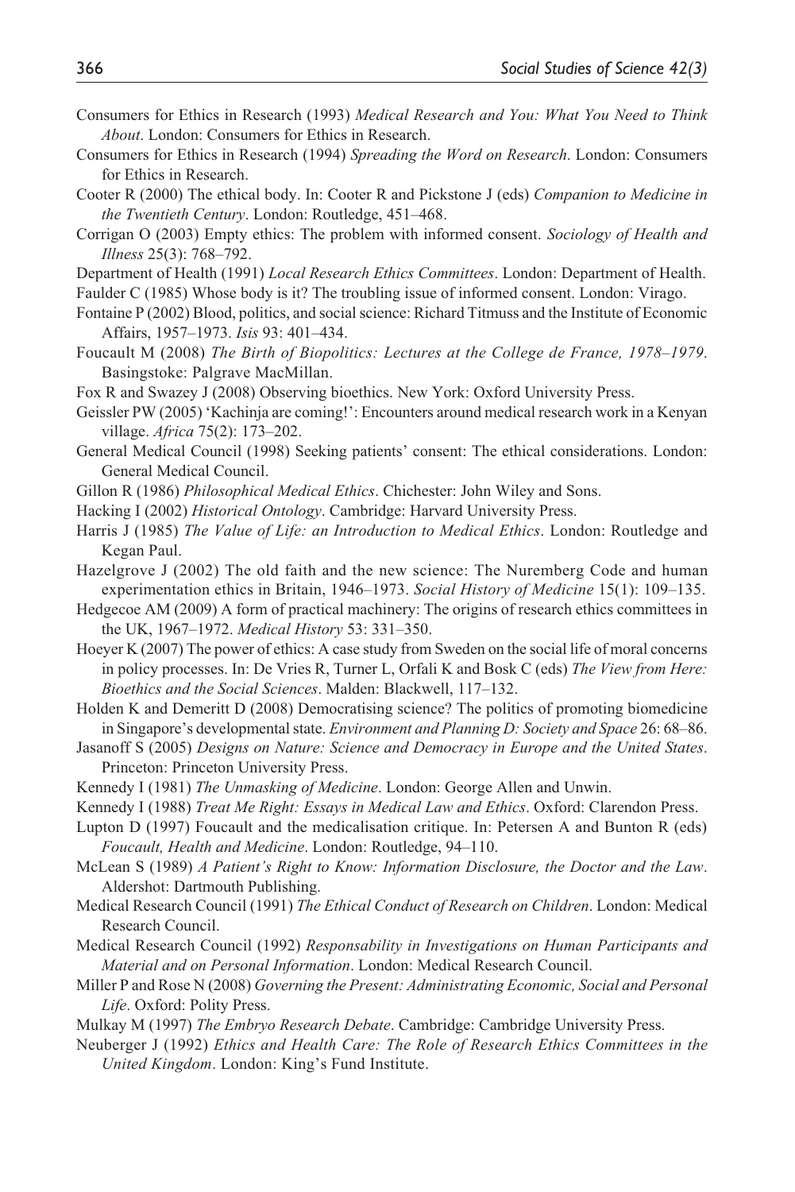Consumers for Ethics in Research (1993) *Medical Research and You: What You Need to Think About*. London: Consumers for Ethics in Research.

Consumers for Ethics in Research (1994) *Spreading the Word on Research*. London: Consumers for Ethics in Research.

Cooter R (2000) The ethical body. In: Cooter R and Pickstone J (eds) *Companion to Medicine in the Twentieth Century*. London: Routledge, 451–468.

Corrigan O (2003) Empty ethics: The problem with informed consent. *Sociology of Health and Illness* 25(3): 768–792.

Department of Health (1991) *Local Research Ethics Committees*. London: Department of Health.

Faulder C (1985) Whose body is it? The troubling issue of informed consent. London: Virago.

Fontaine P (2002) Blood, politics, and social science: Richard Titmuss and the Institute of Economic Affairs, 1957–1973. *Isis* 93: 401–434.

Foucault M (2008) *The Birth of Biopolitics: Lectures at the College de France, 1978–1979*. Basingstoke: Palgrave MacMillan.

Fox R and Swazey J (2008) Observing bioethics. New York: Oxford University Press.

Geissler PW (2005) 'Kachinja are coming!': Encounters around medical research work in a Kenyan village. *Africa* 75(2): 173–202.

General Medical Council (1998) Seeking patients' consent: The ethical considerations. London: General Medical Council.

Gillon R (1986) *Philosophical Medical Ethics*. Chichester: John Wiley and Sons.

Hacking I (2002) *Historical Ontology*. Cambridge: Harvard University Press.

Harris J (1985) *The Value of Life: an Introduction to Medical Ethics*. London: Routledge and Kegan Paul.

Hazelgrove J (2002) The old faith and the new science: The Nuremberg Code and human experimentation ethics in Britain, 1946–1973. *Social History of Medicine* 15(1): 109–135.

Hedgecoe AM (2009) A form of practical machinery: The origins of research ethics committees in the UK, 1967–1972. *Medical History* 53: 331–350.

Hoeyer K (2007) The power of ethics: A case study from Sweden on the social life of moral concerns in policy processes. In: De Vries R, Turner L, Orfali K and Bosk C (eds) *The View from Here: Bioethics and the Social Sciences*. Malden: Blackwell, 117–132.

Holden K and Demeritt D (2008) Democratising science? The politics of promoting biomedicine in Singapore's developmental state. *Environment and Planning D: Society and Space* 26: 68–86.

Jasanoff S (2005) *Designs on Nature: Science and Democracy in Europe and the United States*. Princeton: Princeton University Press.

Kennedy I (1981) *The Unmasking of Medicine*. London: George Allen and Unwin.

Kennedy I (1988) *Treat Me Right: Essays in Medical Law and Ethics*. Oxford: Clarendon Press.

Lupton D (1997) Foucault and the medicalisation critique. In: Petersen A and Bunton R (eds) *Foucault, Health and Medicine*. London: Routledge, 94–110.

McLean S (1989) *A Patient's Right to Know: Information Disclosure, the Doctor and the Law*. Aldershot: Dartmouth Publishing.

Medical Research Council (1991) *The Ethical Conduct of Research on Children*. London: Medical Research Council.

Medical Research Council (1992) *Responsability in Investigations on Human Participants and Material and on Personal Information*. London: Medical Research Council.

Miller P and Rose N (2008) *Governing the Present: Administrating Economic, Social and Personal Life*. Oxford: Polity Press.

Mulkay M (1997) *The Embryo Research Debate*. Cambridge: Cambridge University Press.

Neuberger J (1992) *Ethics and Health Care: The Role of Research Ethics Committees in the United Kingdom*. London: King's Fund Institute.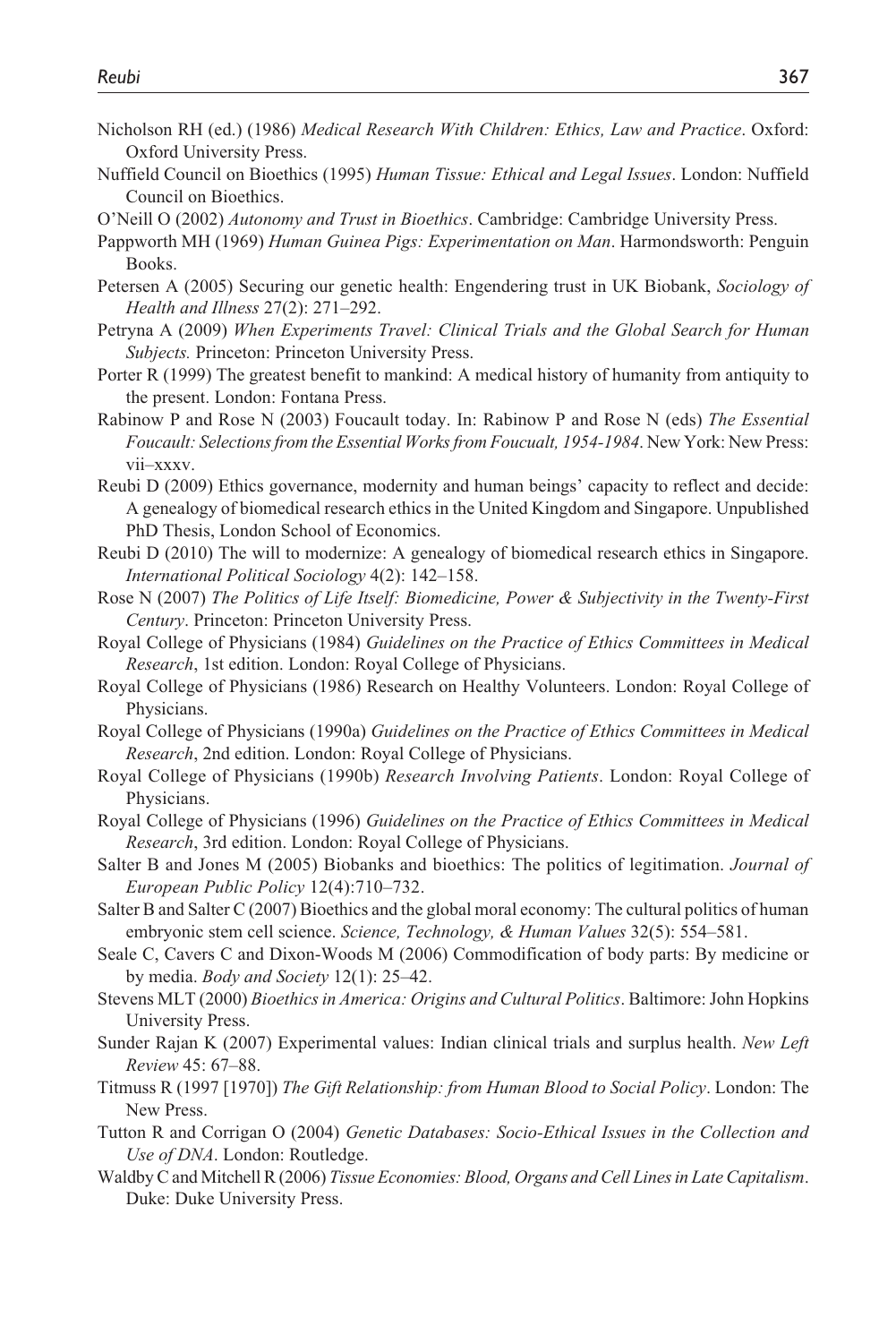Nicholson RH (ed.) (1986) *Medical Research With Children: Ethics, Law and Practice*. Oxford: Oxford University Press.

Nuffield Council on Bioethics (1995) *Human Tissue: Ethical and Legal Issues*. London: Nuffield Council on Bioethics.

O'Neill O (2002) *Autonomy and Trust in Bioethics*. Cambridge: Cambridge University Press.

Pappworth MH (1969) *Human Guinea Pigs: Experimentation on Man*. Harmondsworth: Penguin Books.

Petersen A (2005) Securing our genetic health: Engendering trust in UK Biobank, *Sociology of Health and Illness* 27(2): 271–292.

Petryna A (2009) *When Experiments Travel: Clinical Trials and the Global Search for Human Subjects.* Princeton: Princeton University Press.

Porter R (1999) The greatest benefit to mankind: A medical history of humanity from antiquity to the present. London: Fontana Press.

Rabinow P and Rose N (2003) Foucault today. In: Rabinow P and Rose N (eds) *The Essential Foucault: Selections from the Essential Works from Foucault, 1954-1984*. New York: New Press: vii–xxxv.

Reubi D (2009) Ethics governance, modernity and human beings' capacity to reflect and decide: A genealogy of biomedical research ethics in the United Kingdom and Singapore. Unpublished PhD Thesis, London School of Economics.

Reubi D (2010) The will to modernize: A genealogy of biomedical research ethics in Singapore. *International Political Sociology* 4(2): 142–158.

Rose N (2007) *The Politics of Life Itself: Biomedicine, Power & Subjectivity in the Twenty-First Century*. Princeton: Princeton University Press.

Royal College of Physicians (1984) *Guidelines on the Practice of Ethics Committees in Medical Research*, 1st edition. London: Royal College of Physicians.

Royal College of Physicians (1986) Research on Healthy Volunteers. London: Royal College of Physicians.

Royal College of Physicians (1990a) *Guidelines on the Practice of Ethics Committees in Medical Research*, 2nd edition. London: Royal College of Physicians.

Royal College of Physicians (1990b) *Research Involving Patients*. London: Royal College of Physicians.

Royal College of Physicians (1996) *Guidelines on the Practice of Ethics Committees in Medical Research*, 3rd edition. London: Royal College of Physicians.

Salter B and Jones M (2005) Biobanks and bioethics: The politics of legitimation. *Journal of European Public Policy* 12(4):710–732.

Salter B and Salter C (2007) Bioethics and the global moral economy: The cultural politics of human embryonic stem cell science. *Science, Technology, & Human Values* 32(5): 554–581.

Seale C, Cavers C and Dixon-Woods M (2006) Commodification of body parts: By medicine or by media. *Body and Society* 12(1): 25–42.

Stevens MLT (2000) *Bioethics in America: Origins and Cultural Politics*. Baltimore: John Hopkins University Press.

Sunder Rajan K (2007) Experimental values: Indian clinical trials and surplus health. *New Left Review* 45: 67–88.

Titmuss R (1997 [1970]) *The Gift Relationship: from Human Blood to Social Policy*. London: The New Press.

Tutton R and Corrigan O (2004) *Genetic Databases: Socio-Ethical Issues in the Collection and Use of DNA*. London: Routledge.

Waldby C and Mitchell R (2006) *Tissue Economies: Blood, Organs and Cell Lines in Late Capitalism*. Duke: Duke University Press.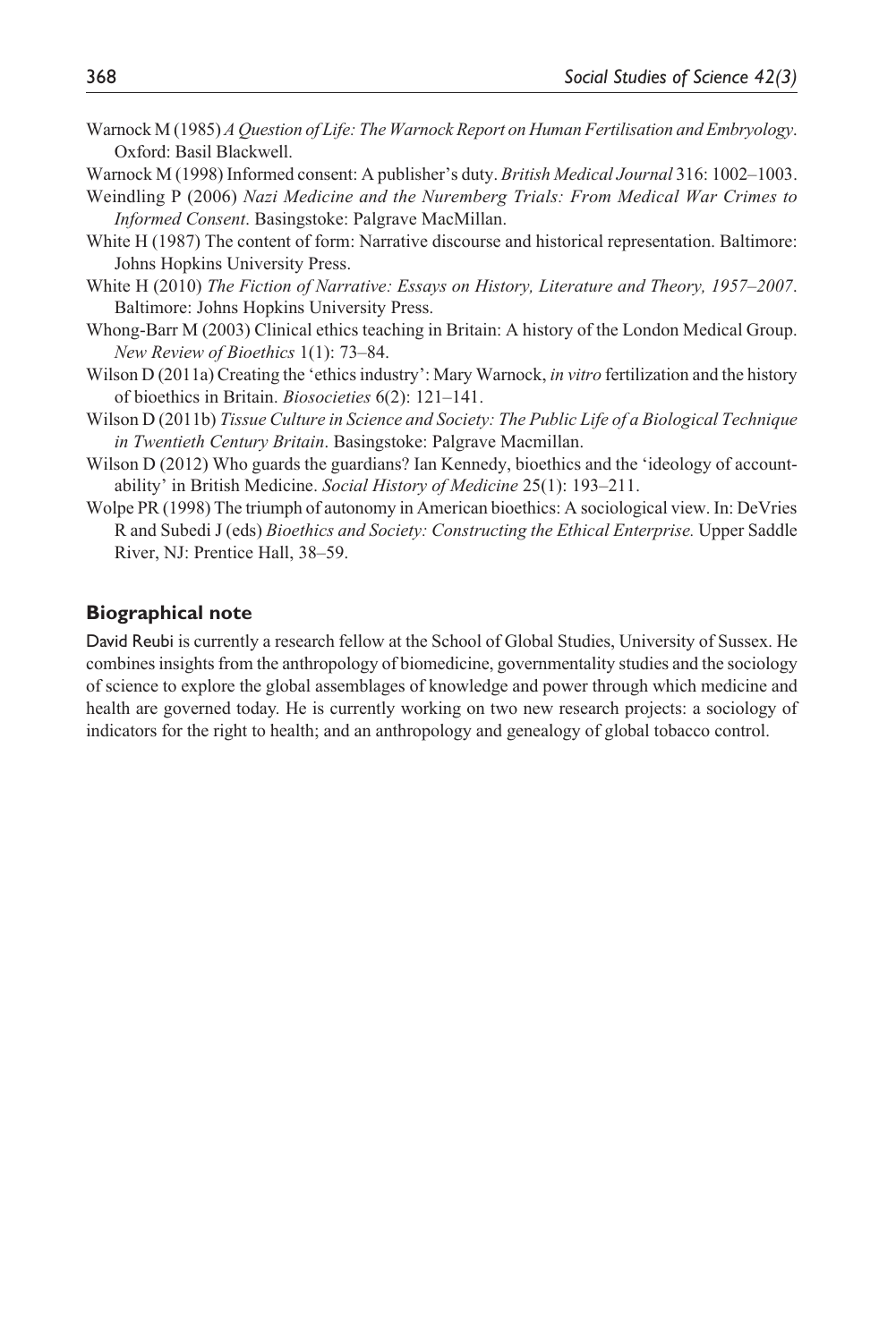Warnock M (1985) *A Question of Life: The Warnock Report on Human Fertilisation and Embryology*. Oxford: Basil Blackwell.

Warnock M (1998) Informed consent: A publisher's duty. *British Medical Journal* 316: 1002–1003.

Weindling P (2006) *Nazi Medicine and the Nuremberg Trials: From Medical War Crimes to Informed Consent*. Basingstoke: Palgrave MacMillan.

White H (1987) The content of form: Narrative discourse and historical representation. Baltimore: Johns Hopkins University Press.

White H (2010) *The Fiction of Narrative: Essays on History, Literature and Theory, 1957–2007*. Baltimore: Johns Hopkins University Press.

Whong-Barr M (2003) Clinical ethics teaching in Britain: A history of the London Medical Group. *New Review of Bioethics* 1(1): 73–84.

Wilson D (2011a) Creating the 'ethics industry': Mary Warnock, *in vitro* fertilization and the history of bioethics in Britain. *Biosocieties* 6(2): 121–141.

Wilson D (2011b) *Tissue Culture in Science and Society: The Public Life of a Biological Technique in Twentieth Century Britain*. Basingstoke: Palgrave Macmillan.

Wilson D (2012) Who guards the guardians? Ian Kennedy, bioethics and the 'ideology of accountability' in British Medicine. *Social History of Medicine* 25(1): 193–211.

Wolpe PR (1998) The triumph of autonomy in American bioethics: A sociological view. In: DeVries R and Subedi J (eds) *Bioethics and Society: Constructing the Ethical Enterprise.* Upper Saddle River, NJ: Prentice Hall, 38–59.

## Biographical note

David Reubi is currently a research fellow at the School of Global Studies, University of Sussex. He combines insights from the anthropology of biomedicine, governmentality studies and the sociology of science to explore the global assemblages of knowledge and power through which medicine and health are governed today. He is currently working on two new research projects: a sociology of indicators for the right to health; and an anthropology and genealogy of global tobacco control.